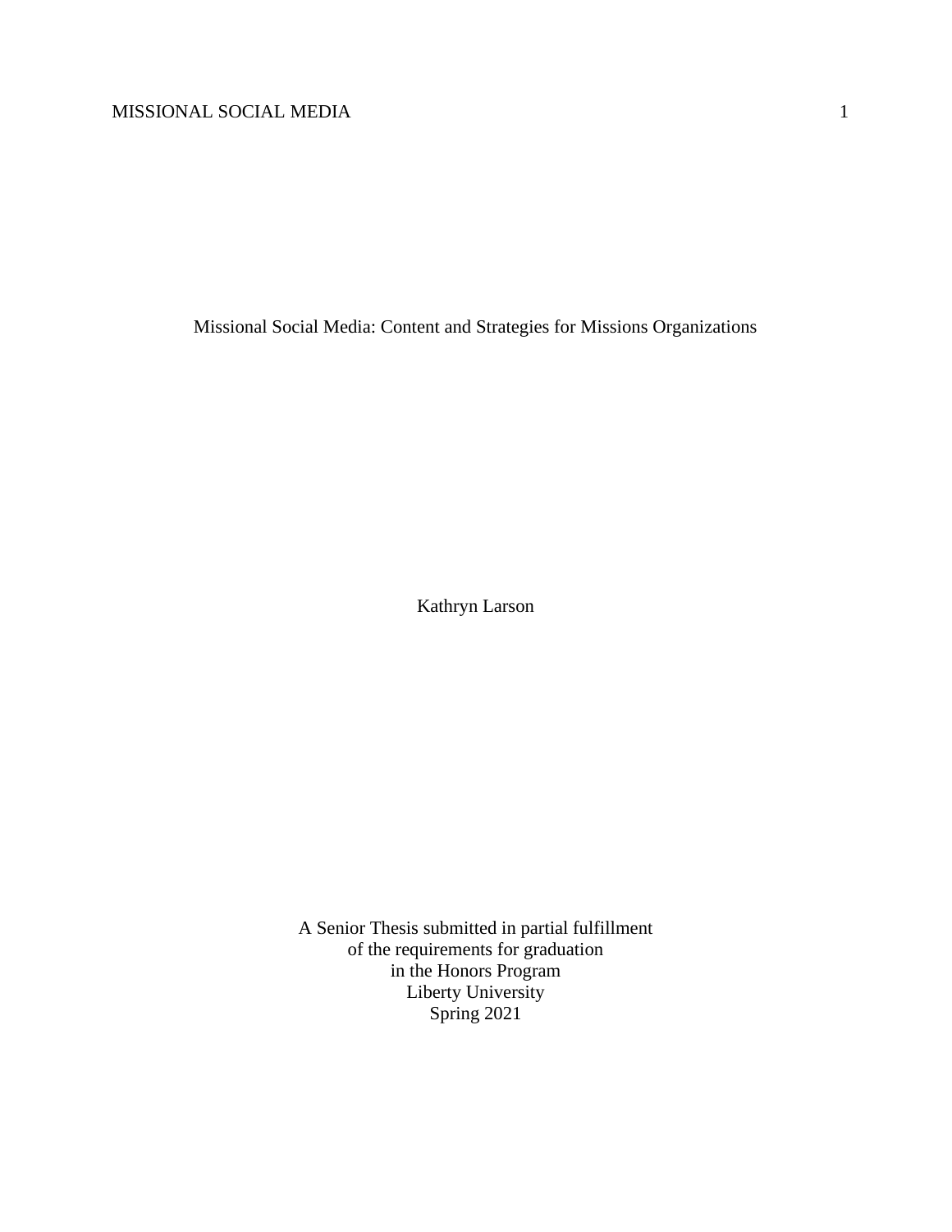# Missional Social Media: Content and Strategies for Missions Organizations

Kathryn Larson

A Senior Thesis submitted in partial fulfillment
of the requirements for graduation
in the Honors Program
Liberty University
Spring 2021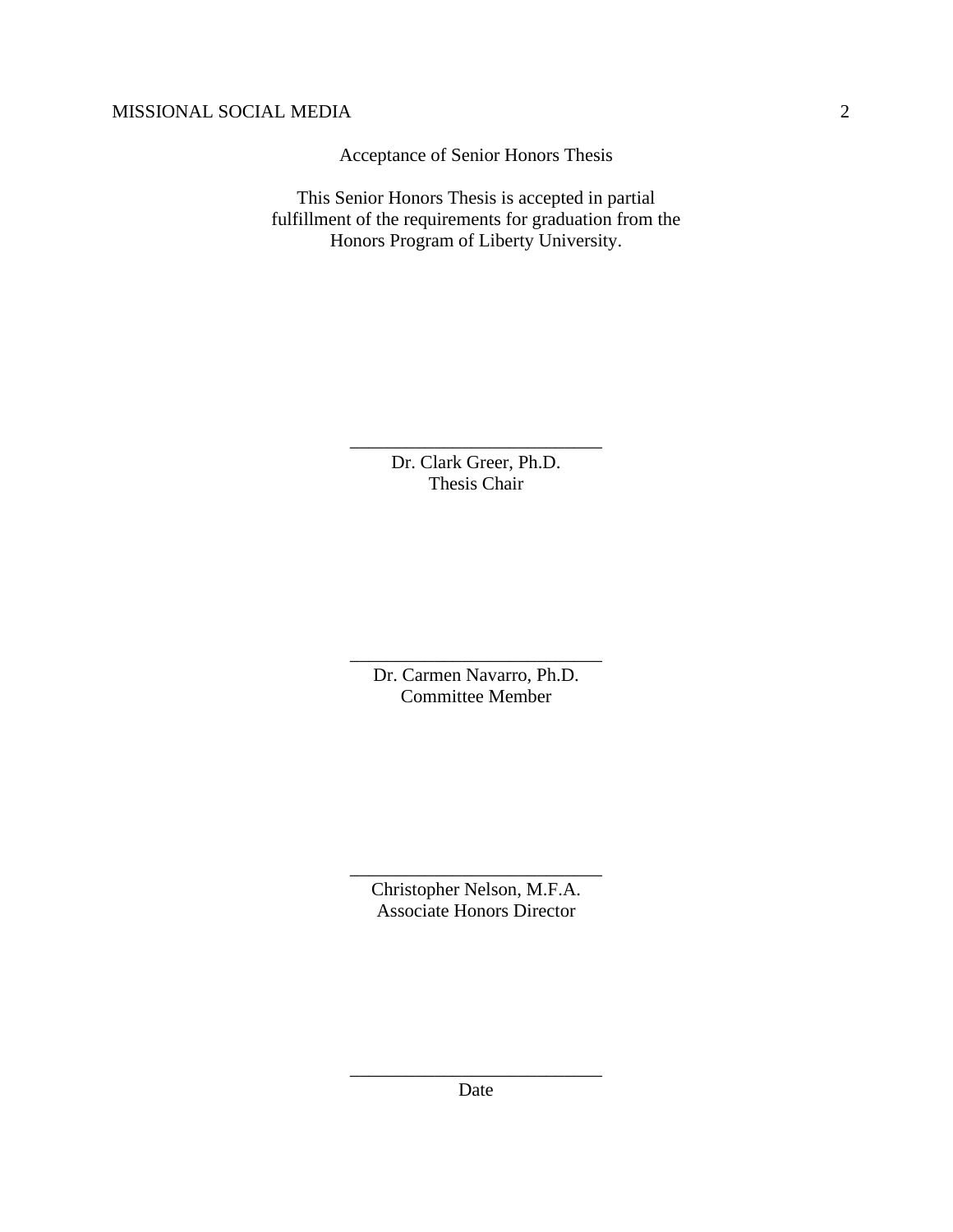Acceptance of Senior Honors Thesis

This Senior Honors Thesis is accepted in partial fulfillment of the requirements for graduation from the Honors Program of Liberty University.

______________________________
Dr. Clark Greer, Ph.D.
Thesis Chair

______________________________
Dr. Carmen Navarro, Ph.D.
Committee Member

______________________________
Christopher Nelson, M.F.A.
Associate Honors Director

______________________________
Date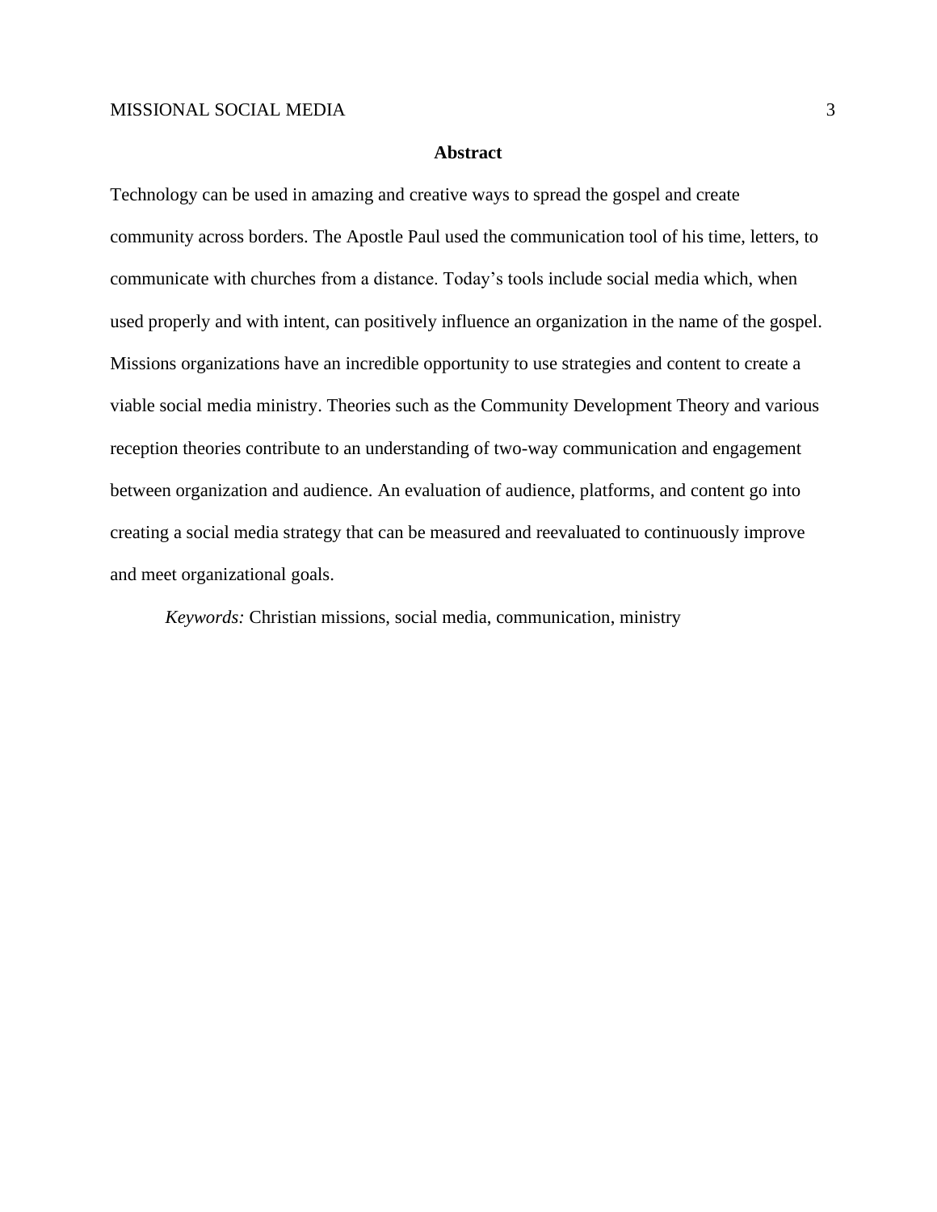# Abstract

Technology can be used in amazing and creative ways to spread the gospel and create community across borders. The Apostle Paul used the communication tool of his time, letters, to communicate with churches from a distance. Today's tools include social media which, when used properly and with intent, can positively influence an organization in the name of the gospel. Missions organizations have an incredible opportunity to use strategies and content to create a viable social media ministry. Theories such as the Community Development Theory and various reception theories contribute to an understanding of two-way communication and engagement between organization and audience. An evaluation of audience, platforms, and content go into creating a social media strategy that can be measured and reevaluated to continuously improve and meet organizational goals.

*Keywords:* Christian missions, social media, communication, ministry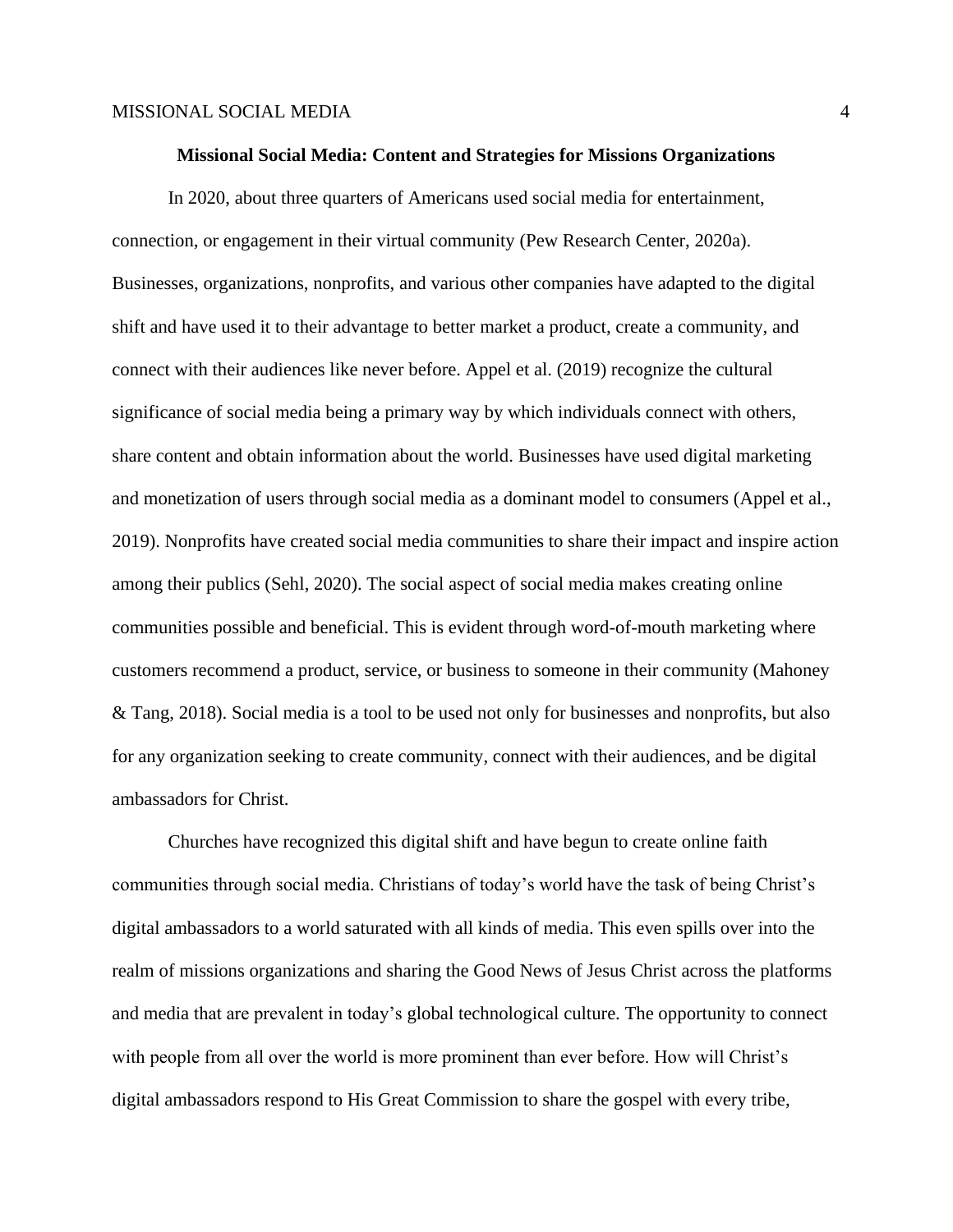## Missional Social Media: Content and Strategies for Missions Organizations

In 2020, about three quarters of Americans used social media for entertainment, connection, or engagement in their virtual community (Pew Research Center, 2020a). Businesses, organizations, nonprofits, and various other companies have adapted to the digital shift and have used it to their advantage to better market a product, create a community, and connect with their audiences like never before. Appel et al. (2019) recognize the cultural significance of social media being a primary way by which individuals connect with others, share content and obtain information about the world. Businesses have used digital marketing and monetization of users through social media as a dominant model to consumers (Appel et al., 2019). Nonprofits have created social media communities to share their impact and inspire action among their publics (Sehl, 2020). The social aspect of social media makes creating online communities possible and beneficial. This is evident through word-of-mouth marketing where customers recommend a product, service, or business to someone in their community (Mahoney & Tang, 2018). Social media is a tool to be used not only for businesses and nonprofits, but also for any organization seeking to create community, connect with their audiences, and be digital ambassadors for Christ.

Churches have recognized this digital shift and have begun to create online faith communities through social media. Christians of today's world have the task of being Christ's digital ambassadors to a world saturated with all kinds of media. This even spills over into the realm of missions organizations and sharing the Good News of Jesus Christ across the platforms and media that are prevalent in today's global technological culture. The opportunity to connect with people from all over the world is more prominent than ever before. How will Christ's digital ambassadors respond to His Great Commission to share the gospel with every tribe,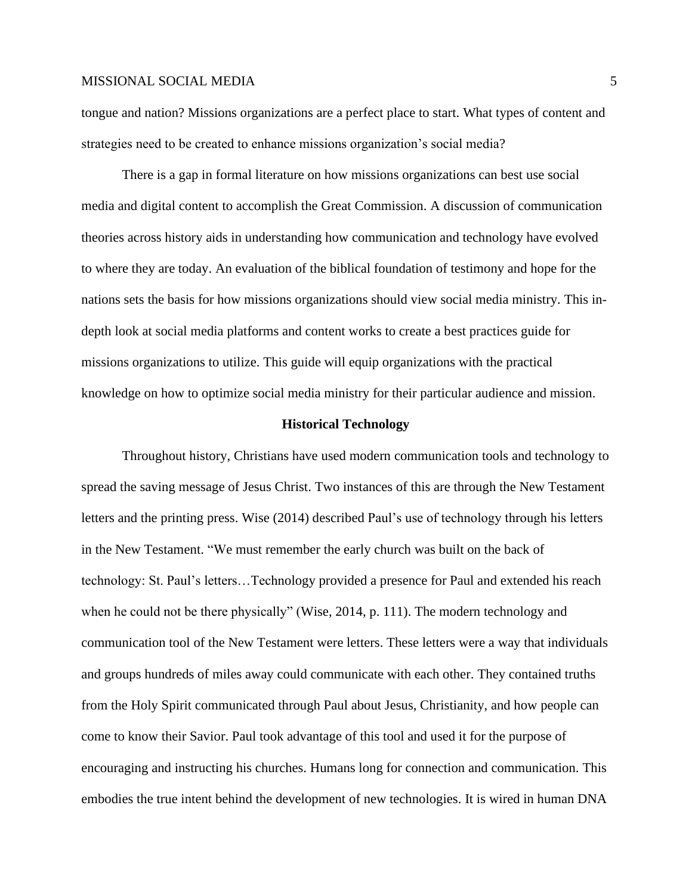tongue and nation? Missions organizations are a perfect place to start. What types of content and strategies need to be created to enhance missions organization's social media?

There is a gap in formal literature on how missions organizations can best use social media and digital content to accomplish the Great Commission. A discussion of communication theories across history aids in understanding how communication and technology have evolved to where they are today. An evaluation of the biblical foundation of testimony and hope for the nations sets the basis for how missions organizations should view social media ministry. This in-depth look at social media platforms and content works to create a best practices guide for missions organizations to utilize. This guide will equip organizations with the practical knowledge on how to optimize social media ministry for their particular audience and mission.

## Historical Technology

Throughout history, Christians have used modern communication tools and technology to spread the saving message of Jesus Christ. Two instances of this are through the New Testament letters and the printing press. Wise (2014) described Paul's use of technology through his letters in the New Testament. "We must remember the early church was built on the back of technology: St. Paul's letters…Technology provided a presence for Paul and extended his reach when he could not be there physically" (Wise, 2014, p. 111). The modern technology and communication tool of the New Testament were letters. These letters were a way that individuals and groups hundreds of miles away could communicate with each other. They contained truths from the Holy Spirit communicated through Paul about Jesus, Christianity, and how people can come to know their Savior. Paul took advantage of this tool and used it for the purpose of encouraging and instructing his churches. Humans long for connection and communication. This embodies the true intent behind the development of new technologies. It is wired in human DNA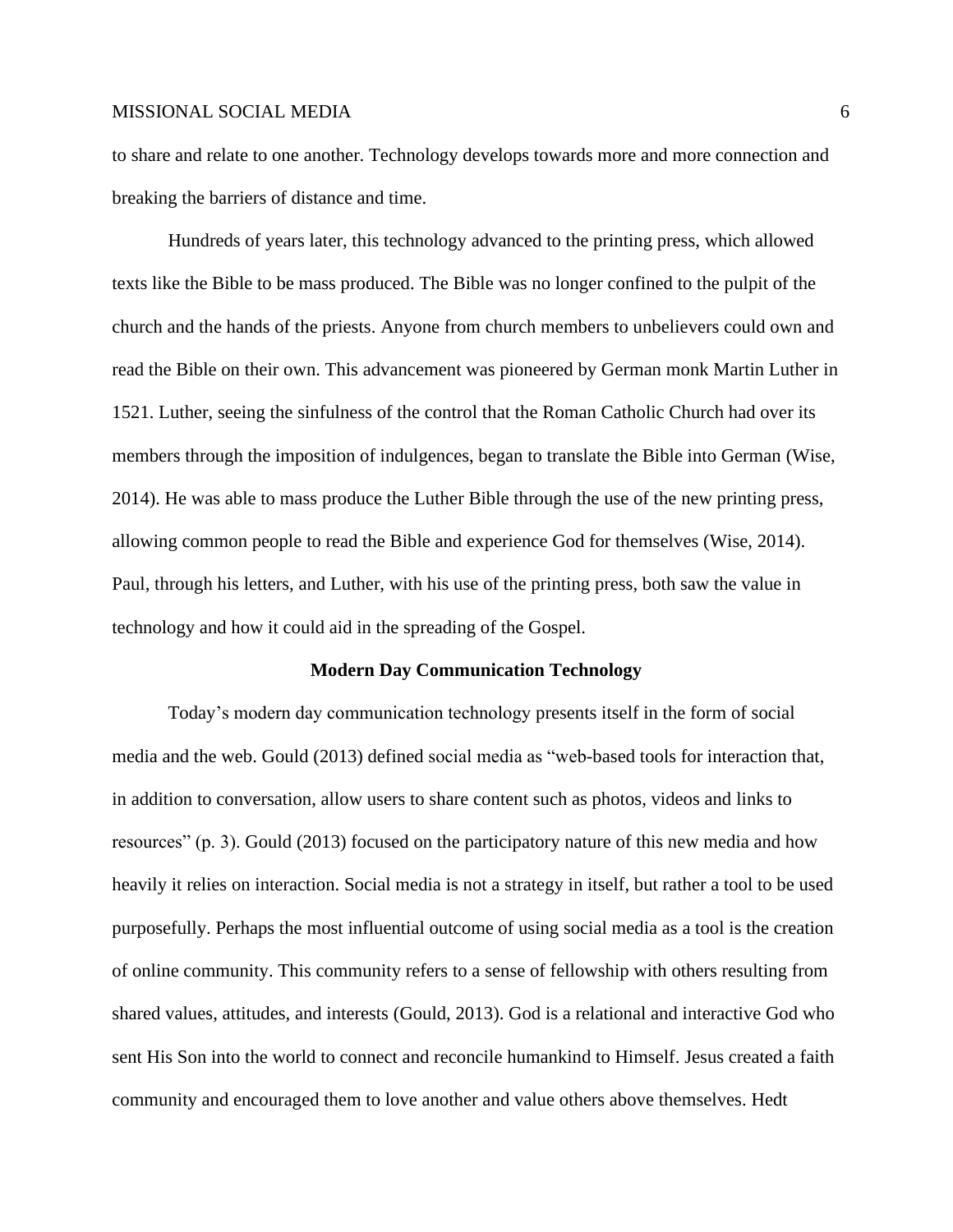to share and relate to one another. Technology develops towards more and more connection and breaking the barriers of distance and time.

Hundreds of years later, this technology advanced to the printing press, which allowed texts like the Bible to be mass produced. The Bible was no longer confined to the pulpit of the church and the hands of the priests. Anyone from church members to unbelievers could own and read the Bible on their own. This advancement was pioneered by German monk Martin Luther in 1521. Luther, seeing the sinfulness of the control that the Roman Catholic Church had over its members through the imposition of indulgences, began to translate the Bible into German (Wise, 2014). He was able to mass produce the Luther Bible through the use of the new printing press, allowing common people to read the Bible and experience God for themselves (Wise, 2014). Paul, through his letters, and Luther, with his use of the printing press, both saw the value in technology and how it could aid in the spreading of the Gospel.

## Modern Day Communication Technology

Today's modern day communication technology presents itself in the form of social media and the web. Gould (2013) defined social media as "web-based tools for interaction that, in addition to conversation, allow users to share content such as photos, videos and links to resources" (p. 3). Gould (2013) focused on the participatory nature of this new media and how heavily it relies on interaction. Social media is not a strategy in itself, but rather a tool to be used purposefully. Perhaps the most influential outcome of using social media as a tool is the creation of online community. This community refers to a sense of fellowship with others resulting from shared values, attitudes, and interests (Gould, 2013). God is a relational and interactive God who sent His Son into the world to connect and reconcile humankind to Himself. Jesus created a faith community and encouraged them to love another and value others above themselves. Hedt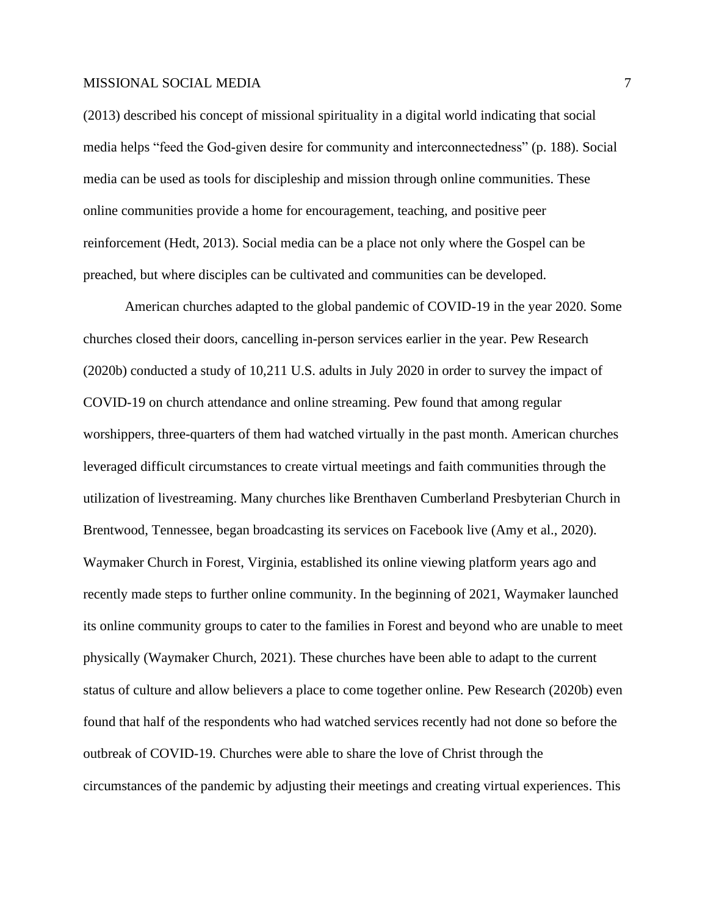(2013) described his concept of missional spirituality in a digital world indicating that social media helps “feed the God-given desire for community and interconnectedness” (p. 188). Social media can be used as tools for discipleship and mission through online communities. These online communities provide a home for encouragement, teaching, and positive peer reinforcement (Hedt, 2013). Social media can be a place not only where the Gospel can be preached, but where disciples can be cultivated and communities can be developed.

American churches adapted to the global pandemic of COVID-19 in the year 2020. Some churches closed their doors, cancelling in-person services earlier in the year. Pew Research (2020b) conducted a study of 10,211 U.S. adults in July 2020 in order to survey the impact of COVID-19 on church attendance and online streaming. Pew found that among regular worshippers, three-quarters of them had watched virtually in the past month. American churches leveraged difficult circumstances to create virtual meetings and faith communities through the utilization of livestreaming. Many churches like Brenthaven Cumberland Presbyterian Church in Brentwood, Tennessee, began broadcasting its services on Facebook live (Amy et al., 2020). Waymaker Church in Forest, Virginia, established its online viewing platform years ago and recently made steps to further online community. In the beginning of 2021, Waymaker launched its online community groups to cater to the families in Forest and beyond who are unable to meet physically (Waymaker Church, 2021). These churches have been able to adapt to the current status of culture and allow believers a place to come together online. Pew Research (2020b) even found that half of the respondents who had watched services recently had not done so before the outbreak of COVID-19. Churches were able to share the love of Christ through the circumstances of the pandemic by adjusting their meetings and creating virtual experiences. This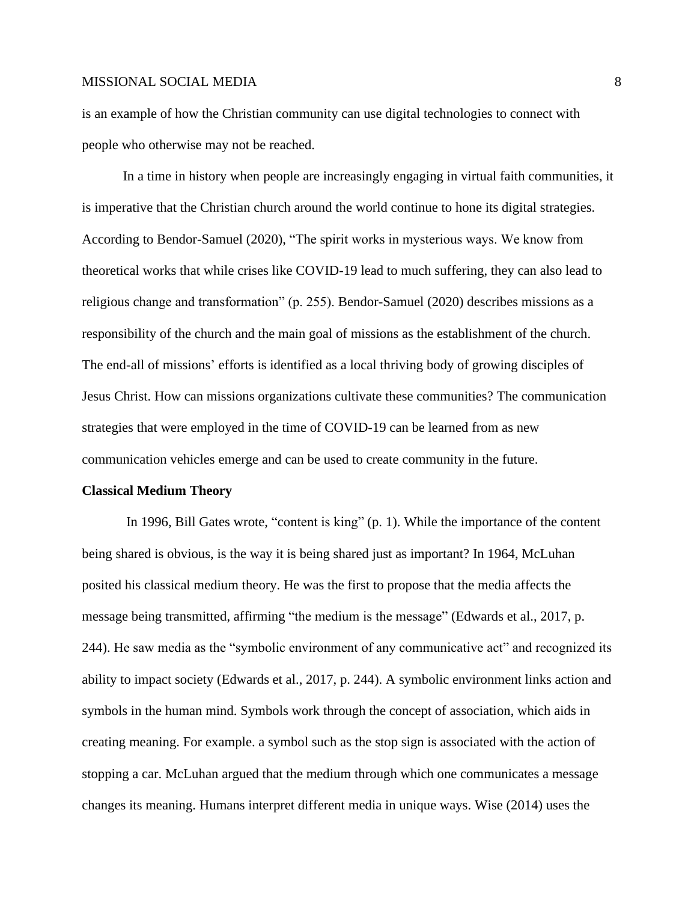is an example of how the Christian community can use digital technologies to connect with people who otherwise may not be reached.

In a time in history when people are increasingly engaging in virtual faith communities, it is imperative that the Christian church around the world continue to hone its digital strategies. According to Bendor-Samuel (2020), "The spirit works in mysterious ways. We know from theoretical works that while crises like COVID-19 lead to much suffering, they can also lead to religious change and transformation" (p. 255). Bendor-Samuel (2020) describes missions as a responsibility of the church and the main goal of missions as the establishment of the church. The end-all of missions' efforts is identified as a local thriving body of growing disciples of Jesus Christ. How can missions organizations cultivate these communities? The communication strategies that were employed in the time of COVID-19 can be learned from as new communication vehicles emerge and can be used to create community in the future.

**Classical Medium Theory**

In 1996, Bill Gates wrote, "content is king" (p. 1). While the importance of the content being shared is obvious, is the way it is being shared just as important? In 1964, McLuhan posited his classical medium theory. He was the first to propose that the media affects the message being transmitted, affirming "the medium is the message" (Edwards et al., 2017, p. 244). He saw media as the "symbolic environment of any communicative act" and recognized its ability to impact society (Edwards et al., 2017, p. 244). A symbolic environment links action and symbols in the human mind. Symbols work through the concept of association, which aids in creating meaning. For example. a symbol such as the stop sign is associated with the action of stopping a car. McLuhan argued that the medium through which one communicates a message changes its meaning. Humans interpret different media in unique ways. Wise (2014) uses the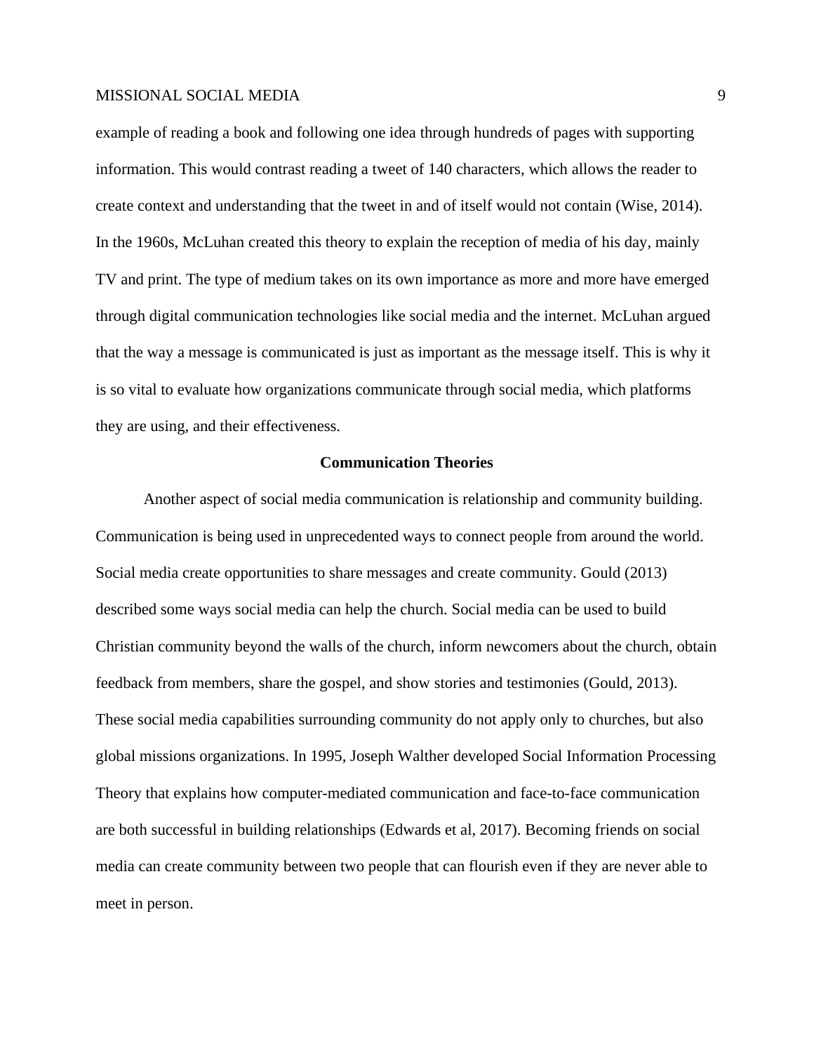example of reading a book and following one idea through hundreds of pages with supporting information. This would contrast reading a tweet of 140 characters, which allows the reader to create context and understanding that the tweet in and of itself would not contain (Wise, 2014). In the 1960s, McLuhan created this theory to explain the reception of media of his day, mainly TV and print. The type of medium takes on its own importance as more and more have emerged through digital communication technologies like social media and the internet. McLuhan argued that the way a message is communicated is just as important as the message itself. This is why it is so vital to evaluate how organizations communicate through social media, which platforms they are using, and their effectiveness.

## Communication Theories

Another aspect of social media communication is relationship and community building. Communication is being used in unprecedented ways to connect people from around the world. Social media create opportunities to share messages and create community. Gould (2013) described some ways social media can help the church. Social media can be used to build Christian community beyond the walls of the church, inform newcomers about the church, obtain feedback from members, share the gospel, and show stories and testimonies (Gould, 2013). These social media capabilities surrounding community do not apply only to churches, but also global missions organizations. In 1995, Joseph Walther developed Social Information Processing Theory that explains how computer-mediated communication and face-to-face communication are both successful in building relationships (Edwards et al, 2017). Becoming friends on social media can create community between two people that can flourish even if they are never able to meet in person.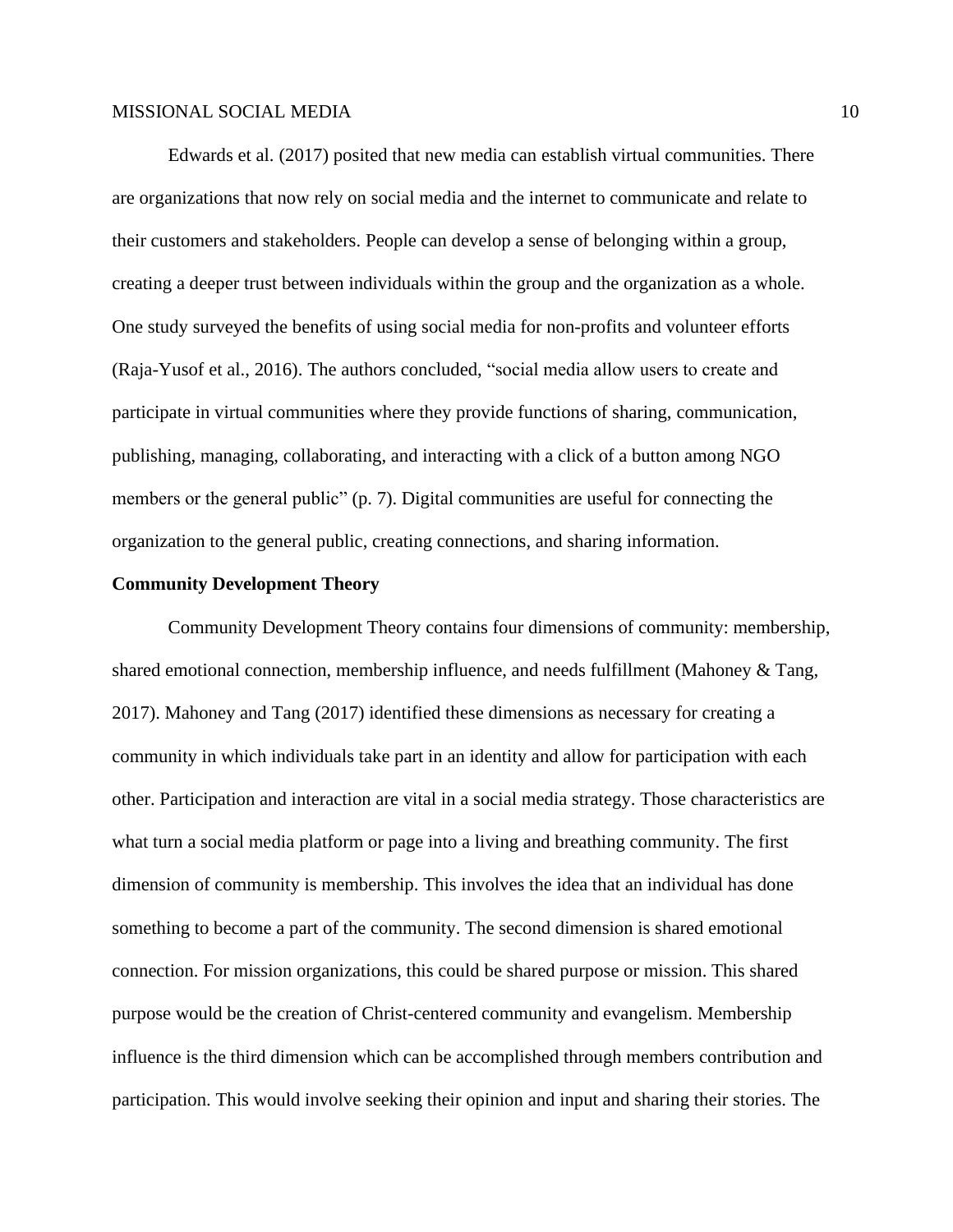Edwards et al. (2017) posited that new media can establish virtual communities. There are organizations that now rely on social media and the internet to communicate and relate to their customers and stakeholders. People can develop a sense of belonging within a group, creating a deeper trust between individuals within the group and the organization as a whole. One study surveyed the benefits of using social media for non-profits and volunteer efforts (Raja-Yusof et al., 2016). The authors concluded, "social media allow users to create and participate in virtual communities where they provide functions of sharing, communication, publishing, managing, collaborating, and interacting with a click of a button among NGO members or the general public" (p. 7). Digital communities are useful for connecting the organization to the general public, creating connections, and sharing information.

**Community Development Theory**

Community Development Theory contains four dimensions of community: membership, shared emotional connection, membership influence, and needs fulfillment (Mahoney & Tang, 2017). Mahoney and Tang (2017) identified these dimensions as necessary for creating a community in which individuals take part in an identity and allow for participation with each other. Participation and interaction are vital in a social media strategy. Those characteristics are what turn a social media platform or page into a living and breathing community. The first dimension of community is membership. This involves the idea that an individual has done something to become a part of the community. The second dimension is shared emotional connection. For mission organizations, this could be shared purpose or mission. This shared purpose would be the creation of Christ-centered community and evangelism. Membership influence is the third dimension which can be accomplished through members contribution and participation. This would involve seeking their opinion and input and sharing their stories. The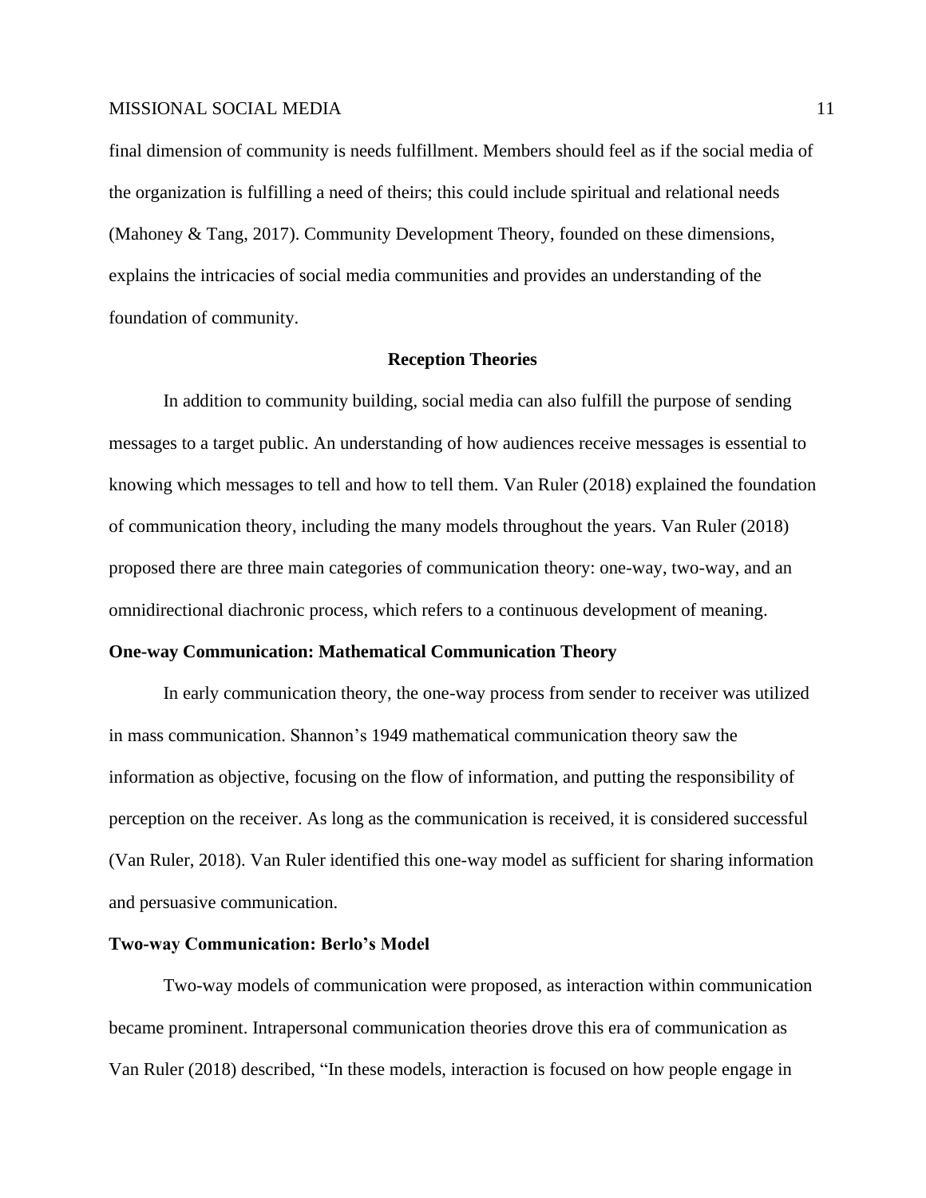final dimension of community is needs fulfillment. Members should feel as if the social media of the organization is fulfilling a need of theirs; this could include spiritual and relational needs (Mahoney & Tang, 2017). Community Development Theory, founded on these dimensions, explains the intricacies of social media communities and provides an understanding of the foundation of community.

## Reception Theories

In addition to community building, social media can also fulfill the purpose of sending messages to a target public. An understanding of how audiences receive messages is essential to knowing which messages to tell and how to tell them. Van Ruler (2018) explained the foundation of communication theory, including the many models throughout the years. Van Ruler (2018) proposed there are three main categories of communication theory: one-way, two-way, and an omnidirectional diachronic process, which refers to a continuous development of meaning.

### One-way Communication: Mathematical Communication Theory

In early communication theory, the one-way process from sender to receiver was utilized in mass communication. Shannon's 1949 mathematical communication theory saw the information as objective, focusing on the flow of information, and putting the responsibility of perception on the receiver. As long as the communication is received, it is considered successful (Van Ruler, 2018). Van Ruler identified this one-way model as sufficient for sharing information and persuasive communication.

### Two-way Communication: Berlo's Model

Two-way models of communication were proposed, as interaction within communication became prominent. Intrapersonal communication theories drove this era of communication as Van Ruler (2018) described, "In these models, interaction is focused on how people engage in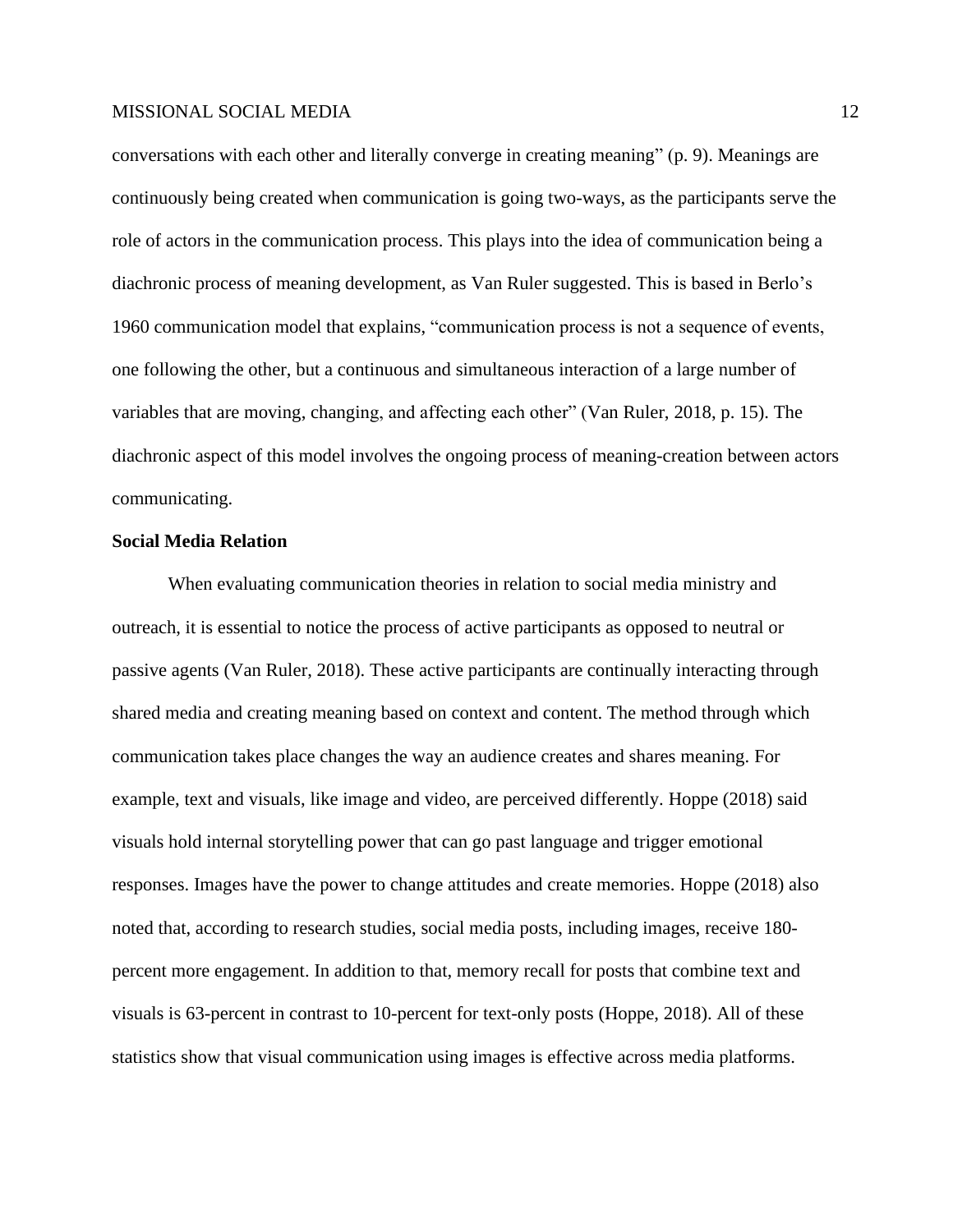conversations with each other and literally converge in creating meaning" (p. 9). Meanings are continuously being created when communication is going two-ways, as the participants serve the role of actors in the communication process. This plays into the idea of communication being a diachronic process of meaning development, as Van Ruler suggested. This is based in Berlo's 1960 communication model that explains, "communication process is not a sequence of events, one following the other, but a continuous and simultaneous interaction of a large number of variables that are moving, changing, and affecting each other" (Van Ruler, 2018, p. 15). The diachronic aspect of this model involves the ongoing process of meaning-creation between actors communicating.

**Social Media Relation**

When evaluating communication theories in relation to social media ministry and outreach, it is essential to notice the process of active participants as opposed to neutral or passive agents (Van Ruler, 2018). These active participants are continually interacting through shared media and creating meaning based on context and content. The method through which communication takes place changes the way an audience creates and shares meaning. For example, text and visuals, like image and video, are perceived differently. Hoppe (2018) said visuals hold internal storytelling power that can go past language and trigger emotional responses. Images have the power to change attitudes and create memories. Hoppe (2018) also noted that, according to research studies, social media posts, including images, receive 180-percent more engagement. In addition to that, memory recall for posts that combine text and visuals is 63-percent in contrast to 10-percent for text-only posts (Hoppe, 2018). All of these statistics show that visual communication using images is effective across media platforms.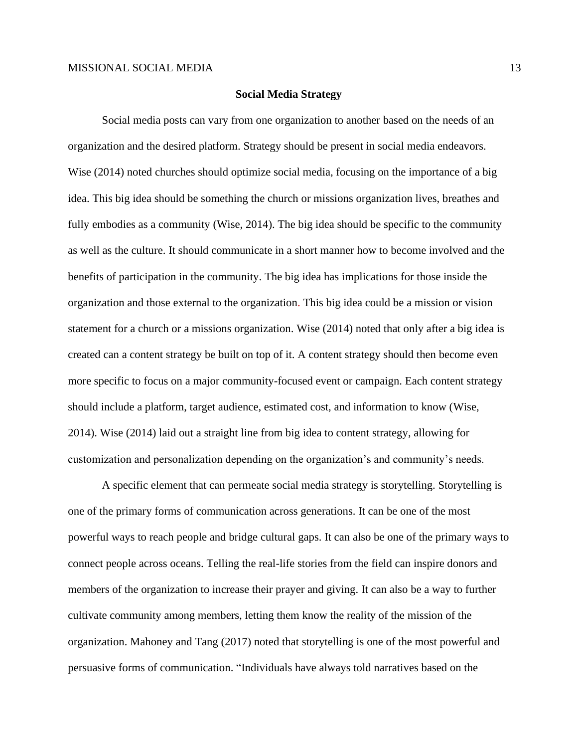## Social Media Strategy

Social media posts can vary from one organization to another based on the needs of an organization and the desired platform. Strategy should be present in social media endeavors. Wise (2014) noted churches should optimize social media, focusing on the importance of a big idea. This big idea should be something the church or missions organization lives, breathes and fully embodies as a community (Wise, 2014). The big idea should be specific to the community as well as the culture. It should communicate in a short manner how to become involved and the benefits of participation in the community. The big idea has implications for those inside the organization and those external to the organization. This big idea could be a mission or vision statement for a church or a missions organization. Wise (2014) noted that only after a big idea is created can a content strategy be built on top of it. A content strategy should then become even more specific to focus on a major community-focused event or campaign. Each content strategy should include a platform, target audience, estimated cost, and information to know (Wise, 2014). Wise (2014) laid out a straight line from big idea to content strategy, allowing for customization and personalization depending on the organization's and community's needs.

A specific element that can permeate social media strategy is storytelling. Storytelling is one of the primary forms of communication across generations. It can be one of the most powerful ways to reach people and bridge cultural gaps. It can also be one of the primary ways to connect people across oceans. Telling the real-life stories from the field can inspire donors and members of the organization to increase their prayer and giving. It can also be a way to further cultivate community among members, letting them know the reality of the mission of the organization. Mahoney and Tang (2017) noted that storytelling is one of the most powerful and persuasive forms of communication. "Individuals have always told narratives based on the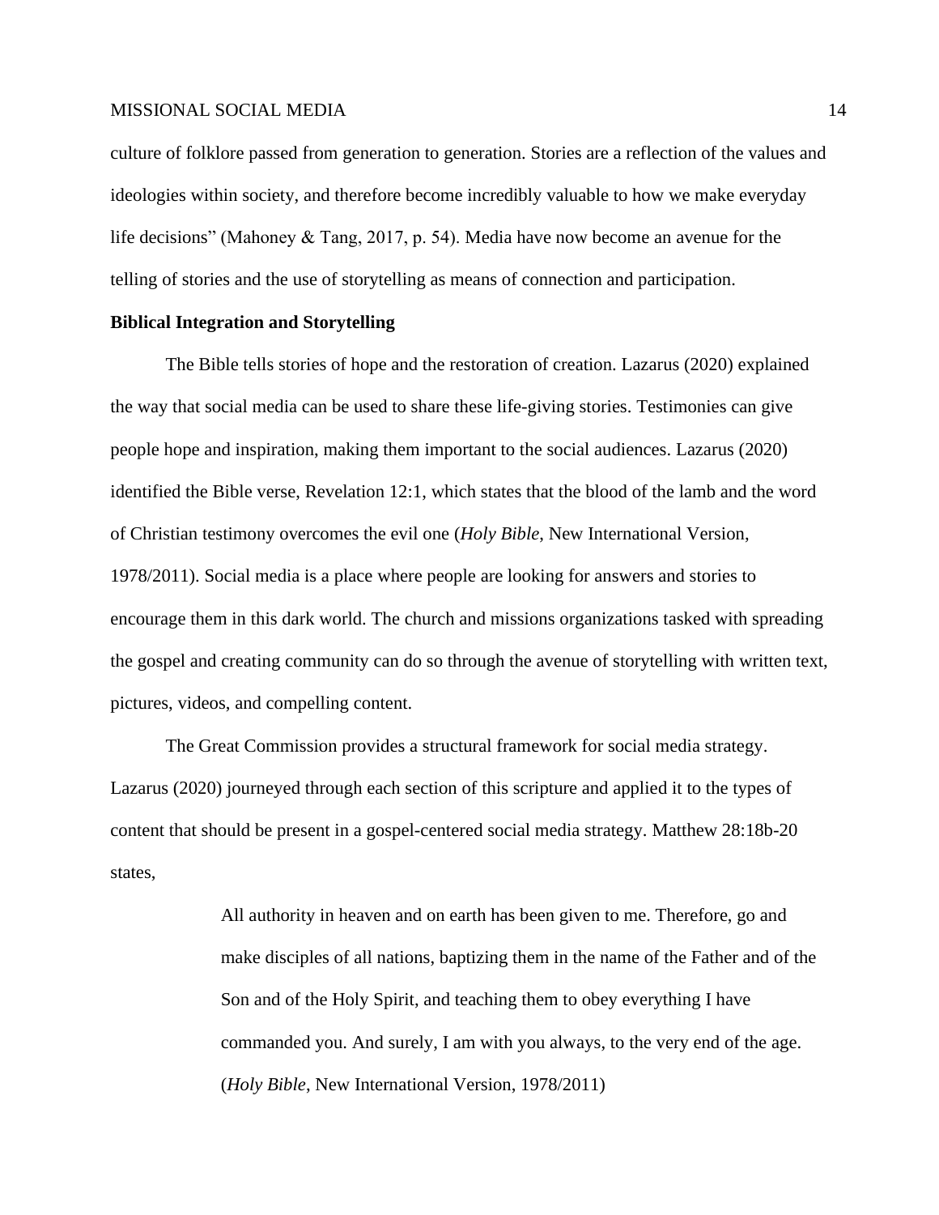culture of folklore passed from generation to generation. Stories are a reflection of the values and ideologies within society, and therefore become incredibly valuable to how we make everyday life decisions" (Mahoney & Tang, 2017, p. 54). Media have now become an avenue for the telling of stories and the use of storytelling as means of connection and participation.

**Biblical Integration and Storytelling**

The Bible tells stories of hope and the restoration of creation. Lazarus (2020) explained the way that social media can be used to share these life-giving stories. Testimonies can give people hope and inspiration, making them important to the social audiences. Lazarus (2020) identified the Bible verse, Revelation 12:1, which states that the blood of the lamb and the word of Christian testimony overcomes the evil one (*Holy Bible*, New International Version, 1978/2011). Social media is a place where people are looking for answers and stories to encourage them in this dark world. The church and missions organizations tasked with spreading the gospel and creating community can do so through the avenue of storytelling with written text, pictures, videos, and compelling content.

The Great Commission provides a structural framework for social media strategy. Lazarus (2020) journeyed through each section of this scripture and applied it to the types of content that should be present in a gospel-centered social media strategy. Matthew 28:18b-20 states,

> All authority in heaven and on earth has been given to me. Therefore, go and make disciples of all nations, baptizing them in the name of the Father and of the Son and of the Holy Spirit, and teaching them to obey everything I have commanded you. And surely, I am with you always, to the very end of the age. (*Holy Bible*, New International Version, 1978/2011)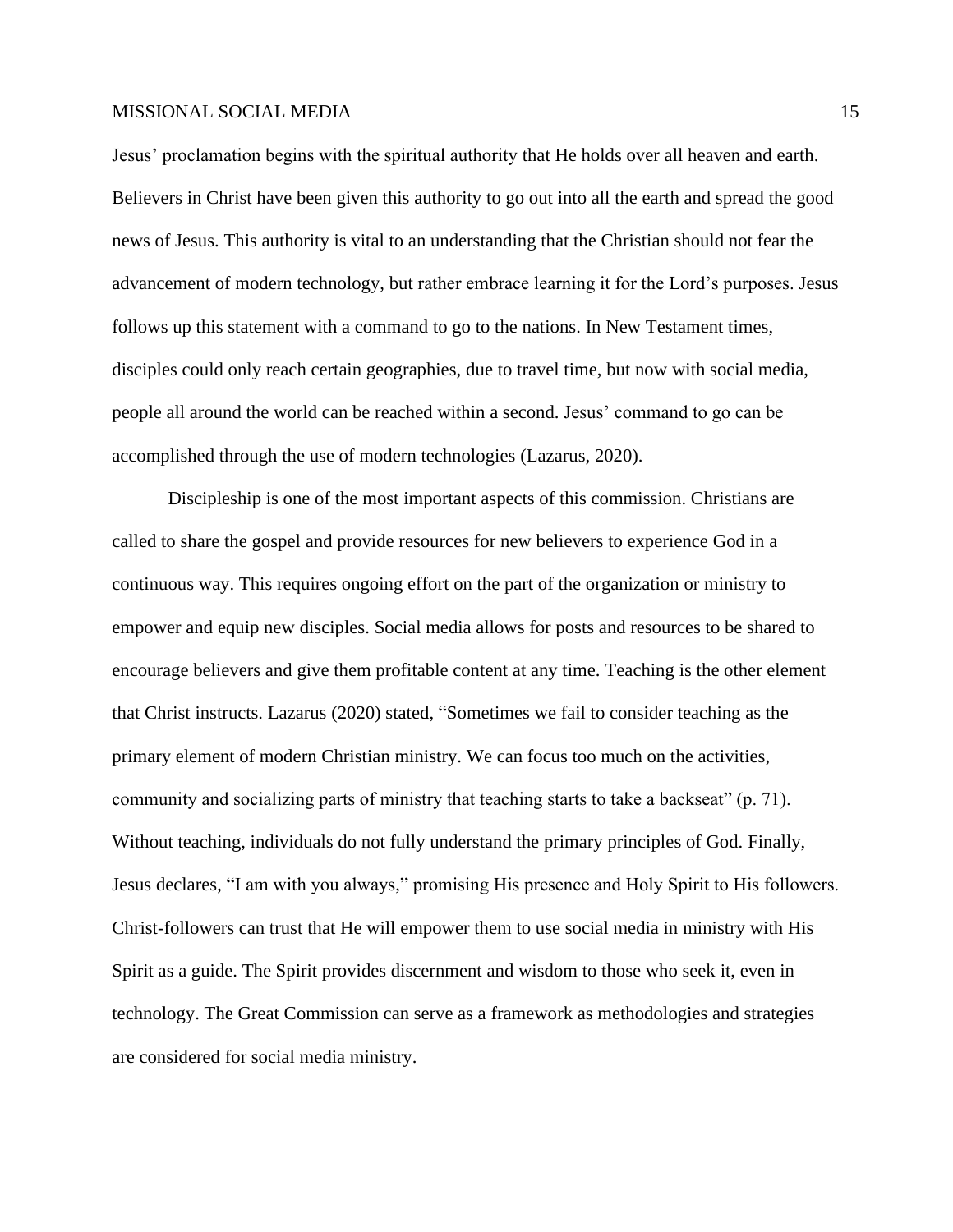Jesus' proclamation begins with the spiritual authority that He holds over all heaven and earth. Believers in Christ have been given this authority to go out into all the earth and spread the good news of Jesus. This authority is vital to an understanding that the Christian should not fear the advancement of modern technology, but rather embrace learning it for the Lord's purposes. Jesus follows up this statement with a command to go to the nations. In New Testament times, disciples could only reach certain geographies, due to travel time, but now with social media, people all around the world can be reached within a second. Jesus' command to go can be accomplished through the use of modern technologies (Lazarus, 2020).

Discipleship is one of the most important aspects of this commission. Christians are called to share the gospel and provide resources for new believers to experience God in a continuous way. This requires ongoing effort on the part of the organization or ministry to empower and equip new disciples. Social media allows for posts and resources to be shared to encourage believers and give them profitable content at any time. Teaching is the other element that Christ instructs. Lazarus (2020) stated, "Sometimes we fail to consider teaching as the primary element of modern Christian ministry. We can focus too much on the activities, community and socializing parts of ministry that teaching starts to take a backseat" (p. 71). Without teaching, individuals do not fully understand the primary principles of God. Finally, Jesus declares, "I am with you always," promising His presence and Holy Spirit to His followers. Christ-followers can trust that He will empower them to use social media in ministry with His Spirit as a guide. The Spirit provides discernment and wisdom to those who seek it, even in technology. The Great Commission can serve as a framework as methodologies and strategies are considered for social media ministry.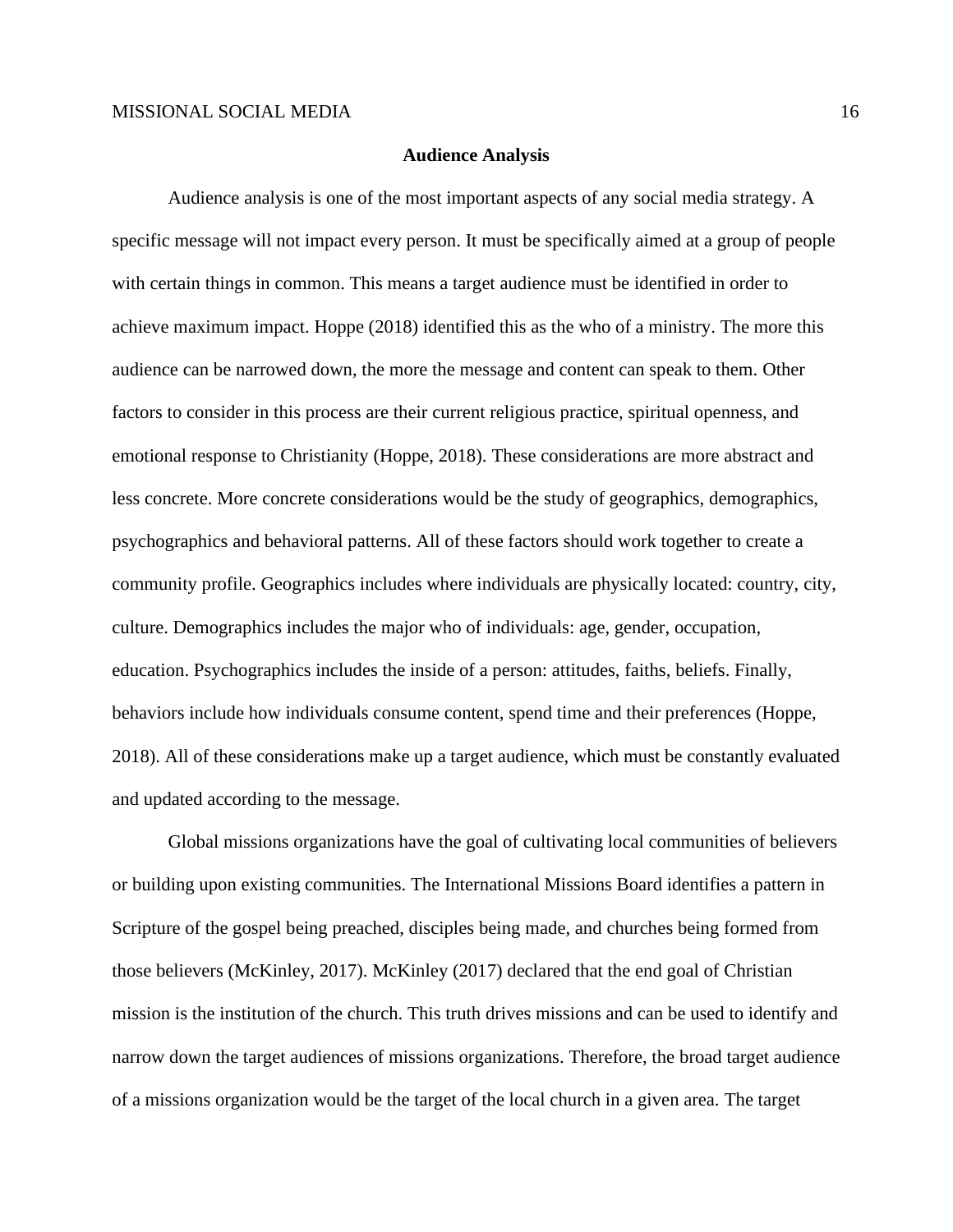## Audience Analysis

Audience analysis is one of the most important aspects of any social media strategy. A specific message will not impact every person. It must be specifically aimed at a group of people with certain things in common. This means a target audience must be identified in order to achieve maximum impact. Hoppe (2018) identified this as the who of a ministry. The more this audience can be narrowed down, the more the message and content can speak to them. Other factors to consider in this process are their current religious practice, spiritual openness, and emotional response to Christianity (Hoppe, 2018). These considerations are more abstract and less concrete. More concrete considerations would be the study of geographics, demographics, psychographics and behavioral patterns. All of these factors should work together to create a community profile. Geographics includes where individuals are physically located: country, city, culture. Demographics includes the major who of individuals: age, gender, occupation, education. Psychographics includes the inside of a person: attitudes, faiths, beliefs. Finally, behaviors include how individuals consume content, spend time and their preferences (Hoppe, 2018). All of these considerations make up a target audience, which must be constantly evaluated and updated according to the message.

Global missions organizations have the goal of cultivating local communities of believers or building upon existing communities. The International Missions Board identifies a pattern in Scripture of the gospel being preached, disciples being made, and churches being formed from those believers (McKinley, 2017). McKinley (2017) declared that the end goal of Christian mission is the institution of the church. This truth drives missions and can be used to identify and narrow down the target audiences of missions organizations. Therefore, the broad target audience of a missions organization would be the target of the local church in a given area. The target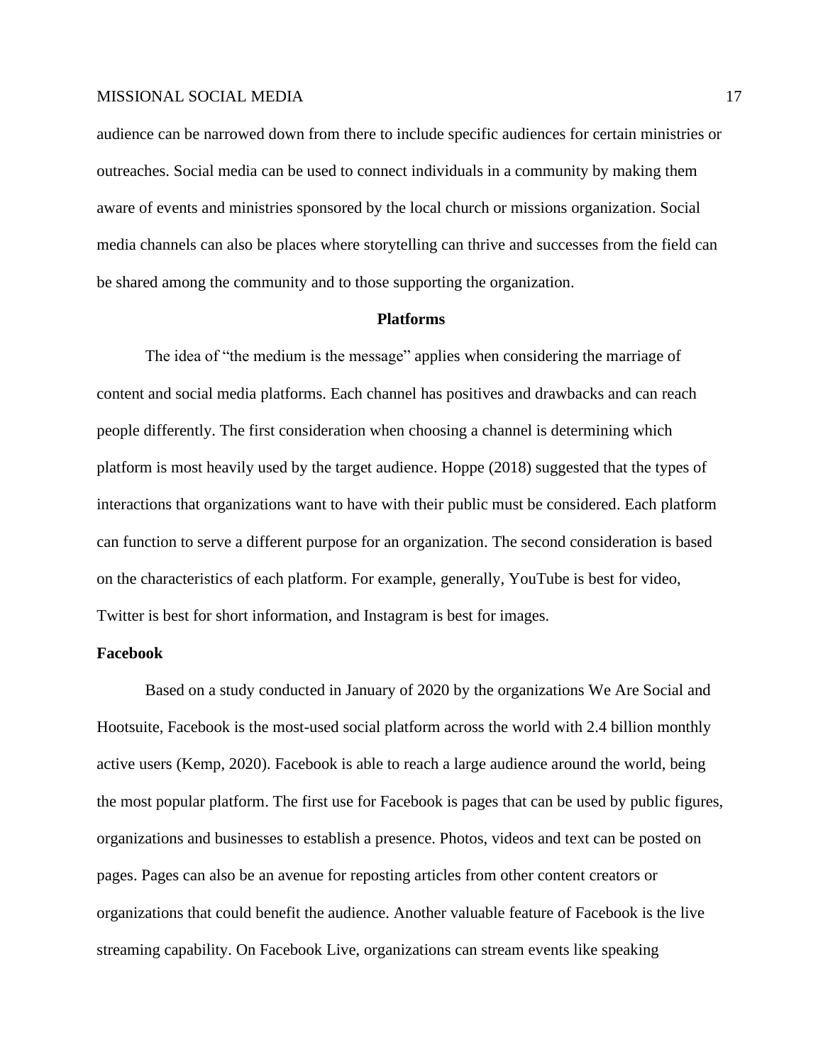audience can be narrowed down from there to include specific audiences for certain ministries or outreaches. Social media can be used to connect individuals in a community by making them aware of events and ministries sponsored by the local church or missions organization. Social media channels can also be places where storytelling can thrive and successes from the field can be shared among the community and to those supporting the organization.

## Platforms

The idea of "the medium is the message" applies when considering the marriage of content and social media platforms. Each channel has positives and drawbacks and can reach people differently. The first consideration when choosing a channel is determining which platform is most heavily used by the target audience. Hoppe (2018) suggested that the types of interactions that organizations want to have with their public must be considered. Each platform can function to serve a different purpose for an organization. The second consideration is based on the characteristics of each platform. For example, generally, YouTube is best for video, Twitter is best for short information, and Instagram is best for images.

### Facebook

Based on a study conducted in January of 2020 by the organizations We Are Social and Hootsuite, Facebook is the most-used social platform across the world with 2.4 billion monthly active users (Kemp, 2020). Facebook is able to reach a large audience around the world, being the most popular platform. The first use for Facebook is pages that can be used by public figures, organizations and businesses to establish a presence. Photos, videos and text can be posted on pages. Pages can also be an avenue for reposting articles from other content creators or organizations that could benefit the audience. Another valuable feature of Facebook is the live streaming capability. On Facebook Live, organizations can stream events like speaking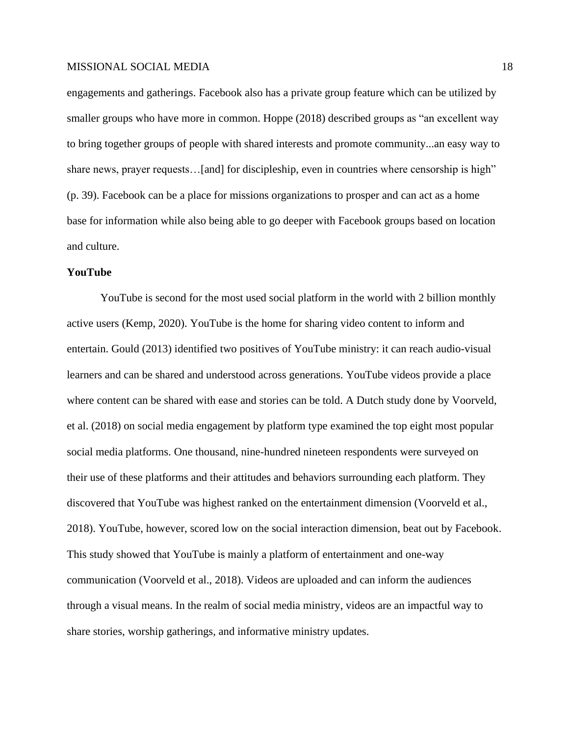engagements and gatherings. Facebook also has a private group feature which can be utilized by smaller groups who have more in common. Hoppe (2018) described groups as "an excellent way to bring together groups of people with shared interests and promote community...an easy way to share news, prayer requests…[and] for discipleship, even in countries where censorship is high" (p. 39). Facebook can be a place for missions organizations to prosper and can act as a home base for information while also being able to go deeper with Facebook groups based on location and culture.

**YouTube**

YouTube is second for the most used social platform in the world with 2 billion monthly active users (Kemp, 2020). YouTube is the home for sharing video content to inform and entertain. Gould (2013) identified two positives of YouTube ministry: it can reach audio-visual learners and can be shared and understood across generations. YouTube videos provide a place where content can be shared with ease and stories can be told. A Dutch study done by Voorveld, et al. (2018) on social media engagement by platform type examined the top eight most popular social media platforms. One thousand, nine-hundred nineteen respondents were surveyed on their use of these platforms and their attitudes and behaviors surrounding each platform. They discovered that YouTube was highest ranked on the entertainment dimension (Voorveld et al., 2018). YouTube, however, scored low on the social interaction dimension, beat out by Facebook. This study showed that YouTube is mainly a platform of entertainment and one-way communication (Voorveld et al., 2018). Videos are uploaded and can inform the audiences through a visual means. In the realm of social media ministry, videos are an impactful way to share stories, worship gatherings, and informative ministry updates.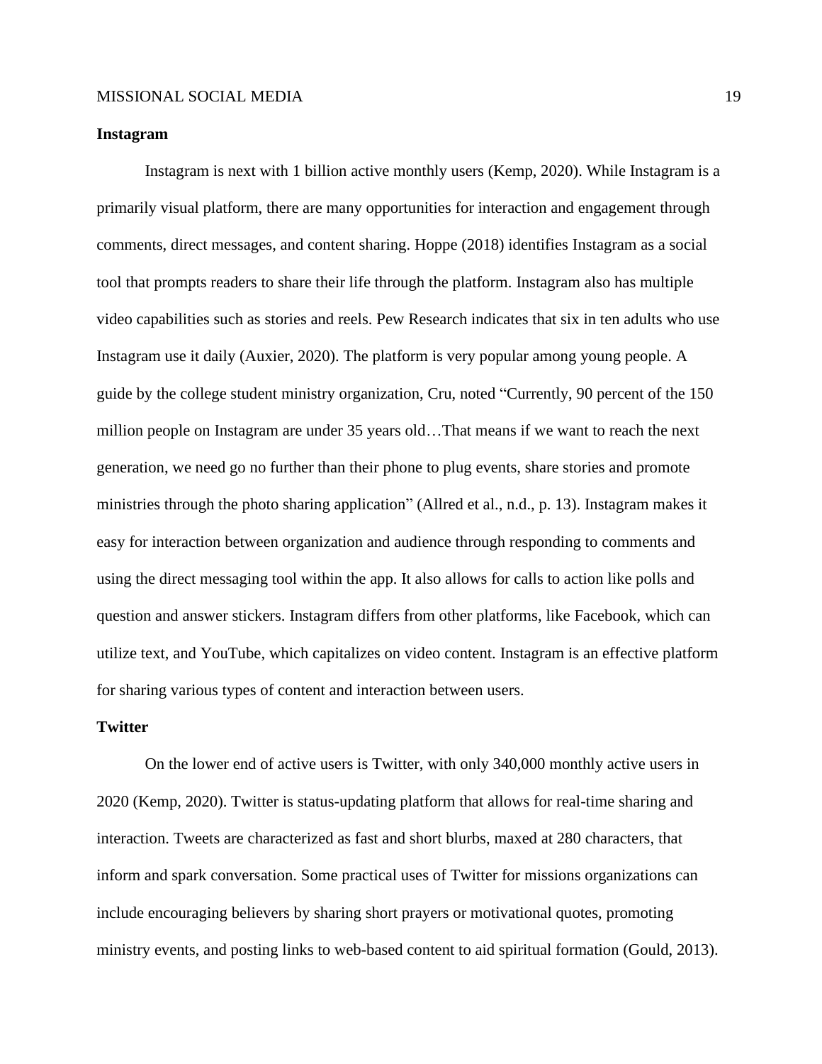## Instagram

Instagram is next with 1 billion active monthly users (Kemp, 2020). While Instagram is a primarily visual platform, there are many opportunities for interaction and engagement through comments, direct messages, and content sharing. Hoppe (2018) identifies Instagram as a social tool that prompts readers to share their life through the platform. Instagram also has multiple video capabilities such as stories and reels. Pew Research indicates that six in ten adults who use Instagram use it daily (Auxier, 2020). The platform is very popular among young people. A guide by the college student ministry organization, Cru, noted "Currently, 90 percent of the 150 million people on Instagram are under 35 years old…That means if we want to reach the next generation, we need go no further than their phone to plug events, share stories and promote ministries through the photo sharing application" (Allred et al., n.d., p. 13). Instagram makes it easy for interaction between organization and audience through responding to comments and using the direct messaging tool within the app. It also allows for calls to action like polls and question and answer stickers. Instagram differs from other platforms, like Facebook, which can utilize text, and YouTube, which capitalizes on video content. Instagram is an effective platform for sharing various types of content and interaction between users.

## Twitter

On the lower end of active users is Twitter, with only 340,000 monthly active users in 2020 (Kemp, 2020). Twitter is status-updating platform that allows for real-time sharing and interaction. Tweets are characterized as fast and short blurbs, maxed at 280 characters, that inform and spark conversation. Some practical uses of Twitter for missions organizations can include encouraging believers by sharing short prayers or motivational quotes, promoting ministry events, and posting links to web-based content to aid spiritual formation (Gould, 2013).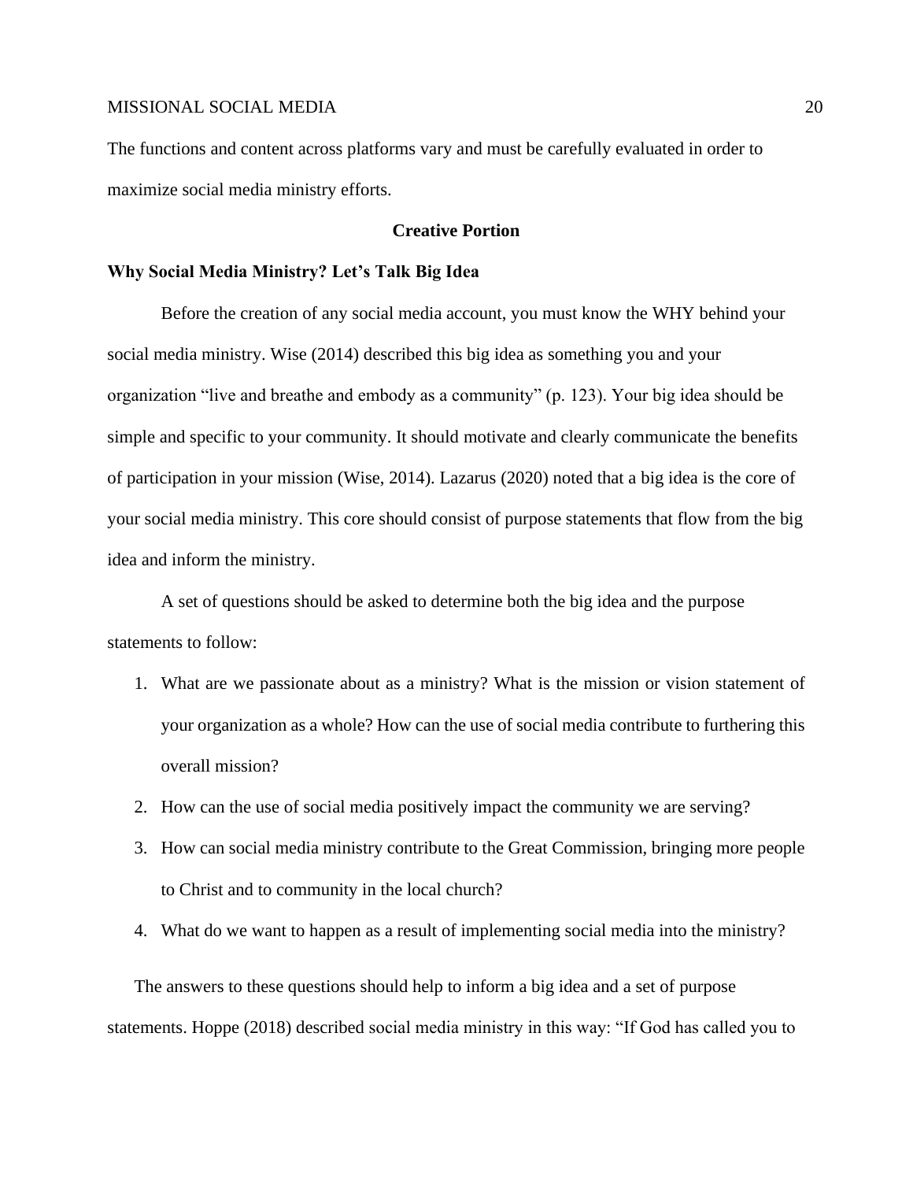The functions and content across platforms vary and must be carefully evaluated in order to maximize social media ministry efforts.

## Creative Portion

### Why Social Media Ministry? Let's Talk Big Idea

Before the creation of any social media account, you must know the WHY behind your social media ministry. Wise (2014) described this big idea as something you and your organization "live and breathe and embody as a community" (p. 123). Your big idea should be simple and specific to your community. It should motivate and clearly communicate the benefits of participation in your mission (Wise, 2014). Lazarus (2020) noted that a big idea is the core of your social media ministry. This core should consist of purpose statements that flow from the big idea and inform the ministry.

A set of questions should be asked to determine both the big idea and the purpose statements to follow:

1. What are we passionate about as a ministry? What is the mission or vision statement of your organization as a whole? How can the use of social media contribute to furthering this overall mission?
2. How can the use of social media positively impact the community we are serving?
3. How can social media ministry contribute to the Great Commission, bringing more people to Christ and to community in the local church?
4. What do we want to happen as a result of implementing social media into the ministry?

The answers to these questions should help to inform a big idea and a set of purpose statements. Hoppe (2018) described social media ministry in this way: "If God has called you to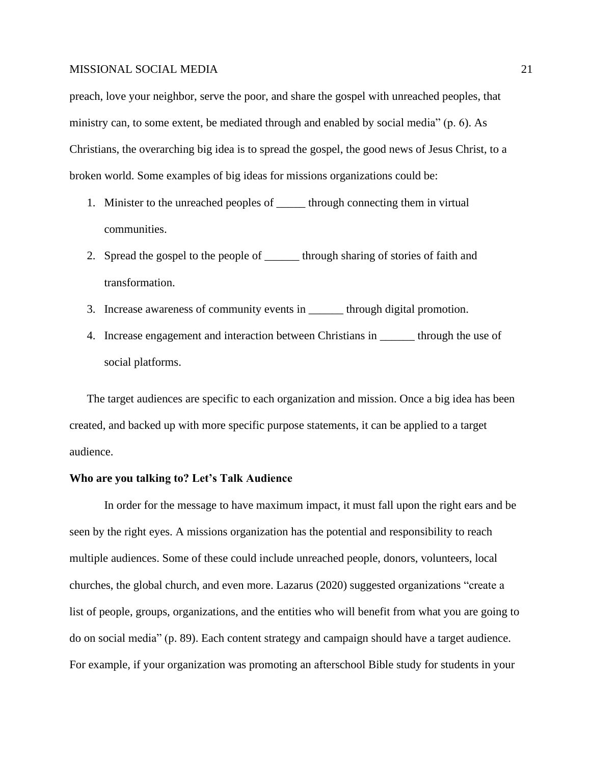preach, love your neighbor, serve the poor, and share the gospel with unreached peoples, that ministry can, to some extent, be mediated through and enabled by social media" (p. 6). As Christians, the overarching big idea is to spread the gospel, the good news of Jesus Christ, to a broken world. Some examples of big ideas for missions organizations could be:

1. Minister to the unreached peoples of _____ through connecting them in virtual communities.
2. Spread the gospel to the people of ______ through sharing of stories of faith and transformation.
3. Increase awareness of community events in ______ through digital promotion.
4. Increase engagement and interaction between Christians in ______ through the use of social platforms.

The target audiences are specific to each organization and mission. Once a big idea has been created, and backed up with more specific purpose statements, it can be applied to a target audience.

**Who are you talking to? Let's Talk Audience**

In order for the message to have maximum impact, it must fall upon the right ears and be seen by the right eyes. A missions organization has the potential and responsibility to reach multiple audiences. Some of these could include unreached people, donors, volunteers, local churches, the global church, and even more. Lazarus (2020) suggested organizations "create a list of people, groups, organizations, and the entities who will benefit from what you are going to do on social media" (p. 89). Each content strategy and campaign should have a target audience. For example, if your organization was promoting an afterschool Bible study for students in your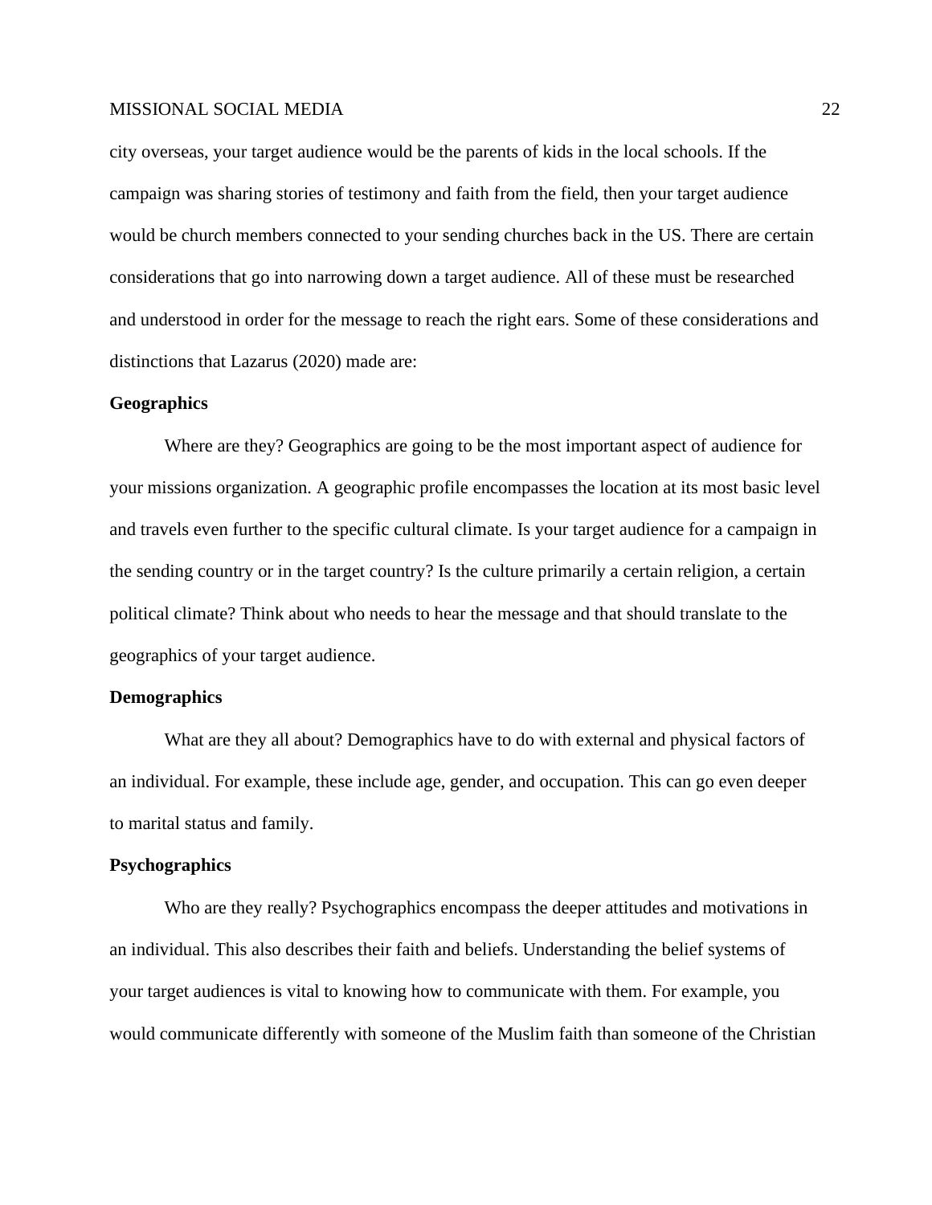city overseas, your target audience would be the parents of kids in the local schools. If the campaign was sharing stories of testimony and faith from the field, then your target audience would be church members connected to your sending churches back in the US. There are certain considerations that go into narrowing down a target audience. All of these must be researched and understood in order for the message to reach the right ears. Some of these considerations and distinctions that Lazarus (2020) made are:

**Geographics**

Where are they? Geographics are going to be the most important aspect of audience for your missions organization. A geographic profile encompasses the location at its most basic level and travels even further to the specific cultural climate. Is your target audience for a campaign in the sending country or in the target country? Is the culture primarily a certain religion, a certain political climate? Think about who needs to hear the message and that should translate to the geographics of your target audience.

**Demographics**

What are they all about? Demographics have to do with external and physical factors of an individual. For example, these include age, gender, and occupation. This can go even deeper to marital status and family.

**Psychographics**

Who are they really? Psychographics encompass the deeper attitudes and motivations in an individual. This also describes their faith and beliefs. Understanding the belief systems of your target audiences is vital to knowing how to communicate with them. For example, you would communicate differently with someone of the Muslim faith than someone of the Christian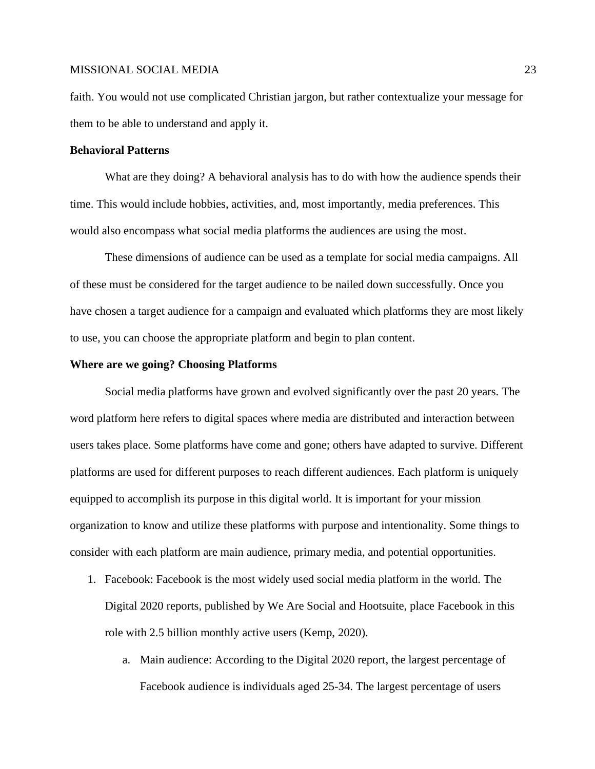faith. You would not use complicated Christian jargon, but rather contextualize your message for them to be able to understand and apply it.

**Behavioral Patterns**

What are they doing? A behavioral analysis has to do with how the audience spends their time. This would include hobbies, activities, and, most importantly, media preferences. This would also encompass what social media platforms the audiences are using the most.

These dimensions of audience can be used as a template for social media campaigns. All of these must be considered for the target audience to be nailed down successfully. Once you have chosen a target audience for a campaign and evaluated which platforms they are most likely to use, you can choose the appropriate platform and begin to plan content.

**Where are we going? Choosing Platforms**

Social media platforms have grown and evolved significantly over the past 20 years. The word platform here refers to digital spaces where media are distributed and interaction between users takes place. Some platforms have come and gone; others have adapted to survive. Different platforms are used for different purposes to reach different audiences. Each platform is uniquely equipped to accomplish its purpose in this digital world. It is important for your mission organization to know and utilize these platforms with purpose and intentionality. Some things to consider with each platform are main audience, primary media, and potential opportunities.

1. Facebook: Facebook is the most widely used social media platform in the world. The Digital 2020 reports, published by We Are Social and Hootsuite, place Facebook in this role with 2.5 billion monthly active users (Kemp, 2020).
    a. Main audience: According to the Digital 2020 report, the largest percentage of Facebook audience is individuals aged 25-34. The largest percentage of users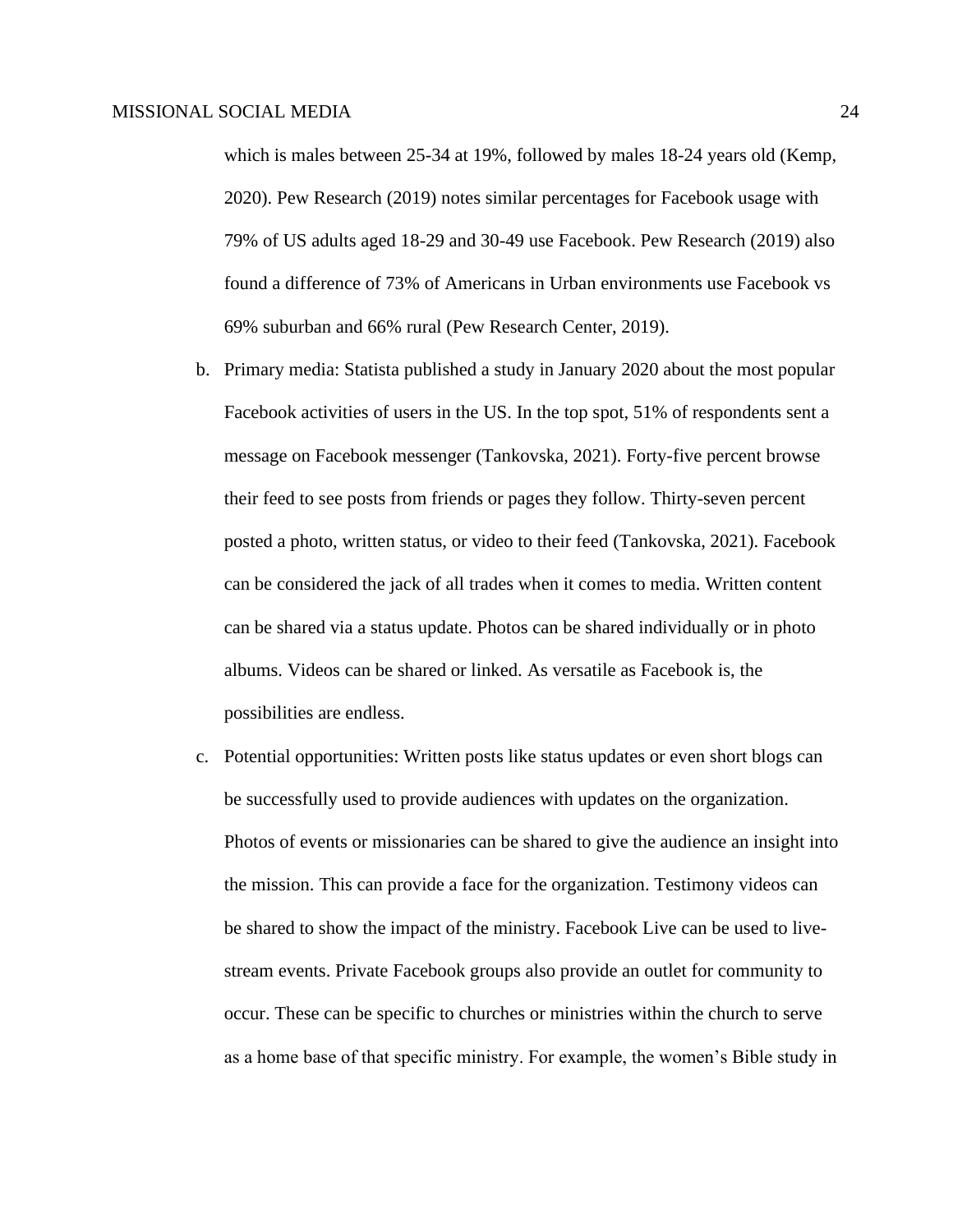which is males between 25-34 at 19%, followed by males 18-24 years old (Kemp, 2020). Pew Research (2019) notes similar percentages for Facebook usage with 79% of US adults aged 18-29 and 30-49 use Facebook. Pew Research (2019) also found a difference of 73% of Americans in Urban environments use Facebook vs 69% suburban and 66% rural (Pew Research Center, 2019).

b. Primary media: Statista published a study in January 2020 about the most popular Facebook activities of users in the US. In the top spot, 51% of respondents sent a message on Facebook messenger (Tankovska, 2021). Forty-five percent browse their feed to see posts from friends or pages they follow. Thirty-seven percent posted a photo, written status, or video to their feed (Tankovska, 2021). Facebook can be considered the jack of all trades when it comes to media. Written content can be shared via a status update. Photos can be shared individually or in photo albums. Videos can be shared or linked. As versatile as Facebook is, the possibilities are endless.

c. Potential opportunities: Written posts like status updates or even short blogs can be successfully used to provide audiences with updates on the organization. Photos of events or missionaries can be shared to give the audience an insight into the mission. This can provide a face for the organization. Testimony videos can be shared to show the impact of the ministry. Facebook Live can be used to live-stream events. Private Facebook groups also provide an outlet for community to occur. These can be specific to churches or ministries within the church to serve as a home base of that specific ministry. For example, the women's Bible study in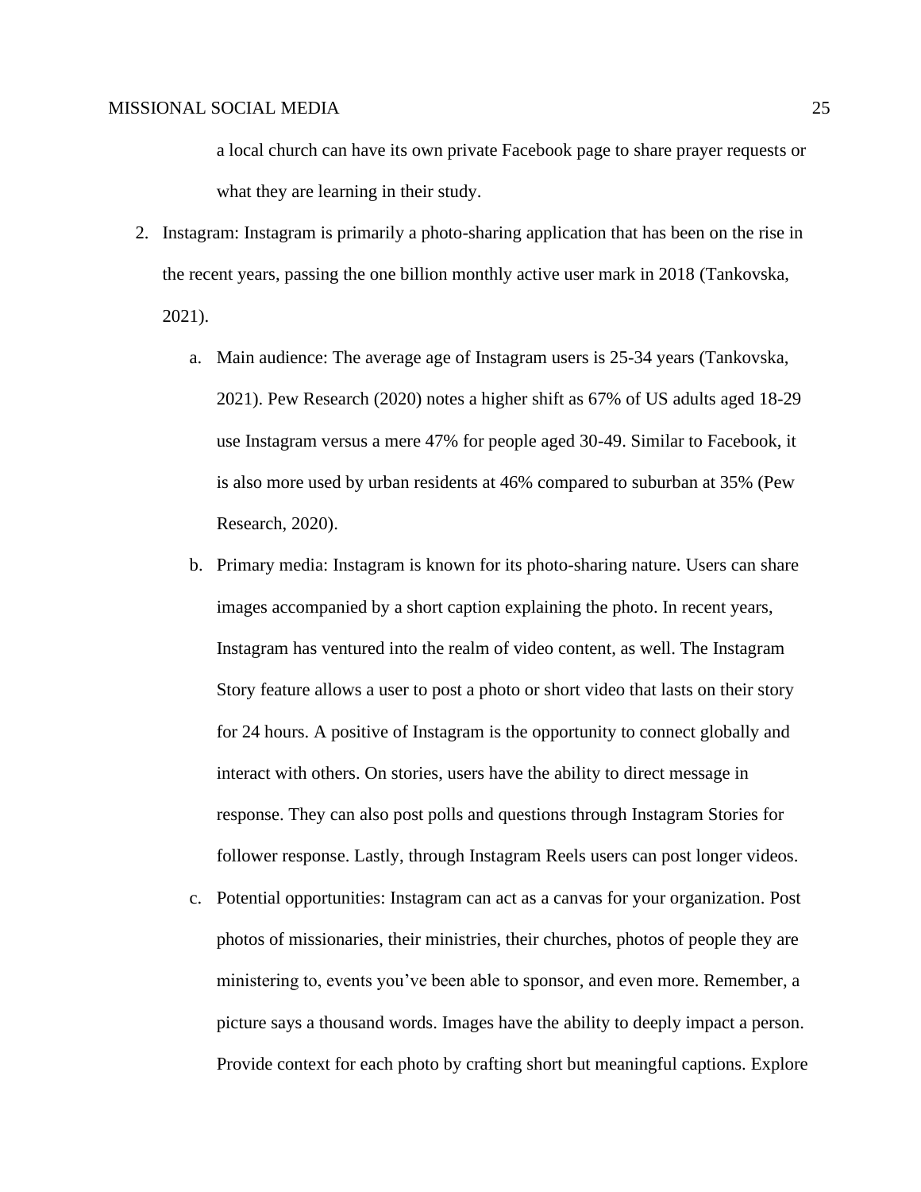a local church can have its own private Facebook page to share prayer requests or what they are learning in their study.

2. Instagram: Instagram is primarily a photo-sharing application that has been on the rise in the recent years, passing the one billion monthly active user mark in 2018 (Tankovska, 2021).

    a. Main audience: The average age of Instagram users is 25-34 years (Tankovska, 2021). Pew Research (2020) notes a higher shift as 67% of US adults aged 18-29 use Instagram versus a mere 47% for people aged 30-49. Similar to Facebook, it is also more used by urban residents at 46% compared to suburban at 35% (Pew Research, 2020).

    b. Primary media: Instagram is known for its photo-sharing nature. Users can share images accompanied by a short caption explaining the photo. In recent years, Instagram has ventured into the realm of video content, as well. The Instagram Story feature allows a user to post a photo or short video that lasts on their story for 24 hours. A positive of Instagram is the opportunity to connect globally and interact with others. On stories, users have the ability to direct message in response. They can also post polls and questions through Instagram Stories for follower response. Lastly, through Instagram Reels users can post longer videos.

    c. Potential opportunities: Instagram can act as a canvas for your organization. Post photos of missionaries, their ministries, their churches, photos of people they are ministering to, events you've been able to sponsor, and even more. Remember, a picture says a thousand words. Images have the ability to deeply impact a person. Provide context for each photo by crafting short but meaningful captions. Explore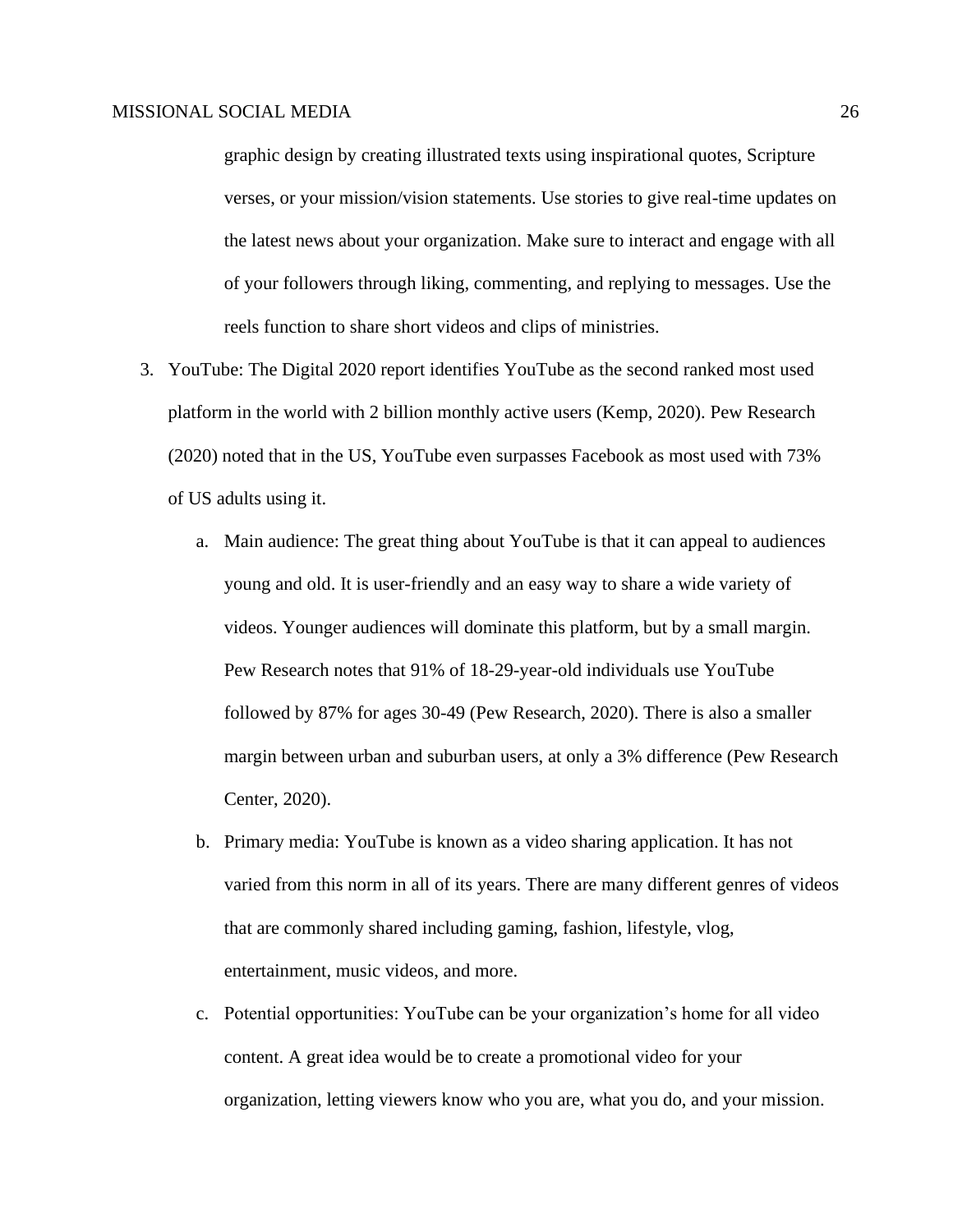graphic design by creating illustrated texts using inspirational quotes, Scripture verses, or your mission/vision statements. Use stories to give real-time updates on the latest news about your organization. Make sure to interact and engage with all of your followers through liking, commenting, and replying to messages. Use the reels function to share short videos and clips of ministries.

3. YouTube: The Digital 2020 report identifies YouTube as the second ranked most used platform in the world with 2 billion monthly active users (Kemp, 2020). Pew Research (2020) noted that in the US, YouTube even surpasses Facebook as most used with 73% of US adults using it.

    a. Main audience: The great thing about YouTube is that it can appeal to audiences young and old. It is user-friendly and an easy way to share a wide variety of videos. Younger audiences will dominate this platform, but by a small margin. Pew Research notes that 91% of 18-29-year-old individuals use YouTube followed by 87% for ages 30-49 (Pew Research, 2020). There is also a smaller margin between urban and suburban users, at only a 3% difference (Pew Research Center, 2020).

    b. Primary media: YouTube is known as a video sharing application. It has not varied from this norm in all of its years. There are many different genres of videos that are commonly shared including gaming, fashion, lifestyle, vlog, entertainment, music videos, and more.

    c. Potential opportunities: YouTube can be your organization's home for all video content. A great idea would be to create a promotional video for your organization, letting viewers know who you are, what you do, and your mission.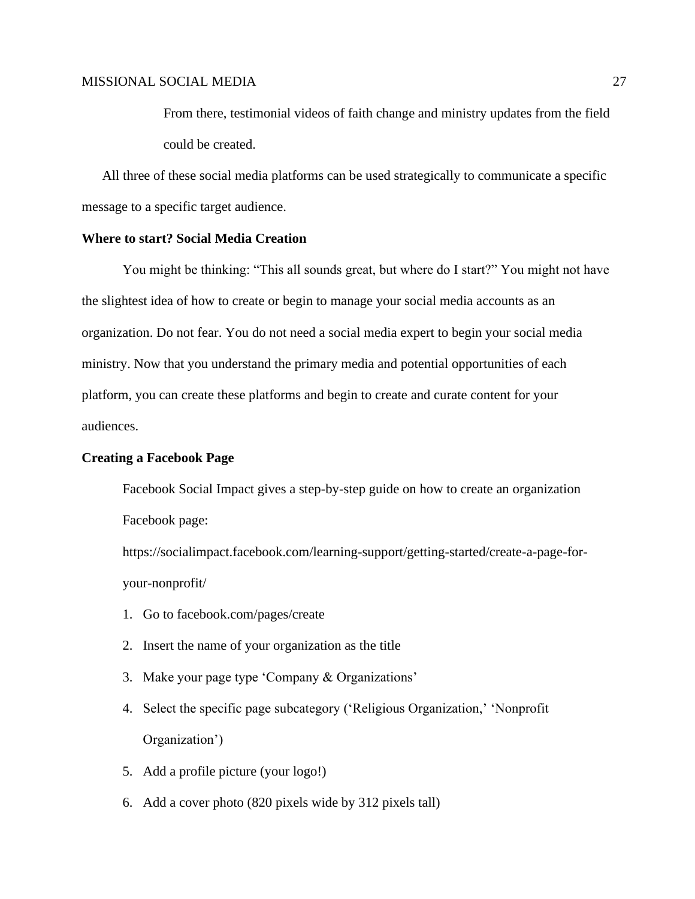From there, testimonial videos of faith change and ministry updates from the field could be created.

All three of these social media platforms can be used strategically to communicate a specific message to a specific target audience.

**Where to start? Social Media Creation**

You might be thinking: "This all sounds great, but where do I start?" You might not have the slightest idea of how to create or begin to manage your social media accounts as an organization. Do not fear. You do not need a social media expert to begin your social media ministry. Now that you understand the primary media and potential opportunities of each platform, you can create these platforms and begin to create and curate content for your audiences.

**Creating a Facebook Page**

Facebook Social Impact gives a step-by-step guide on how to create an organization Facebook page: https://socialimpact.facebook.com/learning-support/getting-started/create-a-page-for-your-nonprofit/

1. Go to facebook.com/pages/create
2. Insert the name of your organization as the title
3. Make your page type 'Company & Organizations'
4. Select the specific page subcategory ('Religious Organization,' 'Nonprofit Organization')
5. Add a profile picture (your logo!)
6. Add a cover photo (820 pixels wide by 312 pixels tall)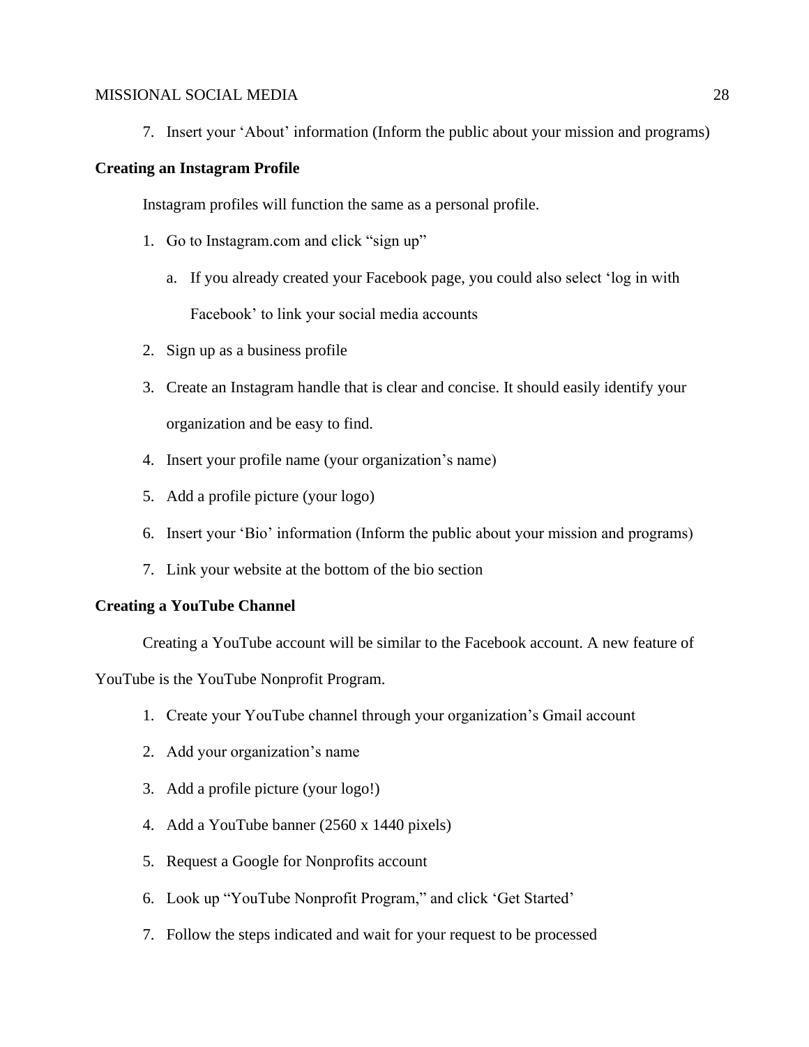7. Insert your 'About' information (Inform the public about your mission and programs)

**Creating an Instagram Profile**

Instagram profiles will function the same as a personal profile.

1. Go to Instagram.com and click "sign up"
    a. If you already created your Facebook page, you could also select 'log in with Facebook' to link your social media accounts
2. Sign up as a business profile
3. Create an Instagram handle that is clear and concise. It should easily identify your organization and be easy to find.
4. Insert your profile name (your organization's name)
5. Add a profile picture (your logo)
6. Insert your 'Bio' information (Inform the public about your mission and programs)
7. Link your website at the bottom of the bio section

**Creating a YouTube Channel**

Creating a YouTube account will be similar to the Facebook account. A new feature of YouTube is the YouTube Nonprofit Program.

1. Create your YouTube channel through your organization's Gmail account
2. Add your organization's name
3. Add a profile picture (your logo!)
4. Add a YouTube banner (2560 x 1440 pixels)
5. Request a Google for Nonprofits account
6. Look up "YouTube Nonprofit Program," and click 'Get Started'
7. Follow the steps indicated and wait for your request to be processed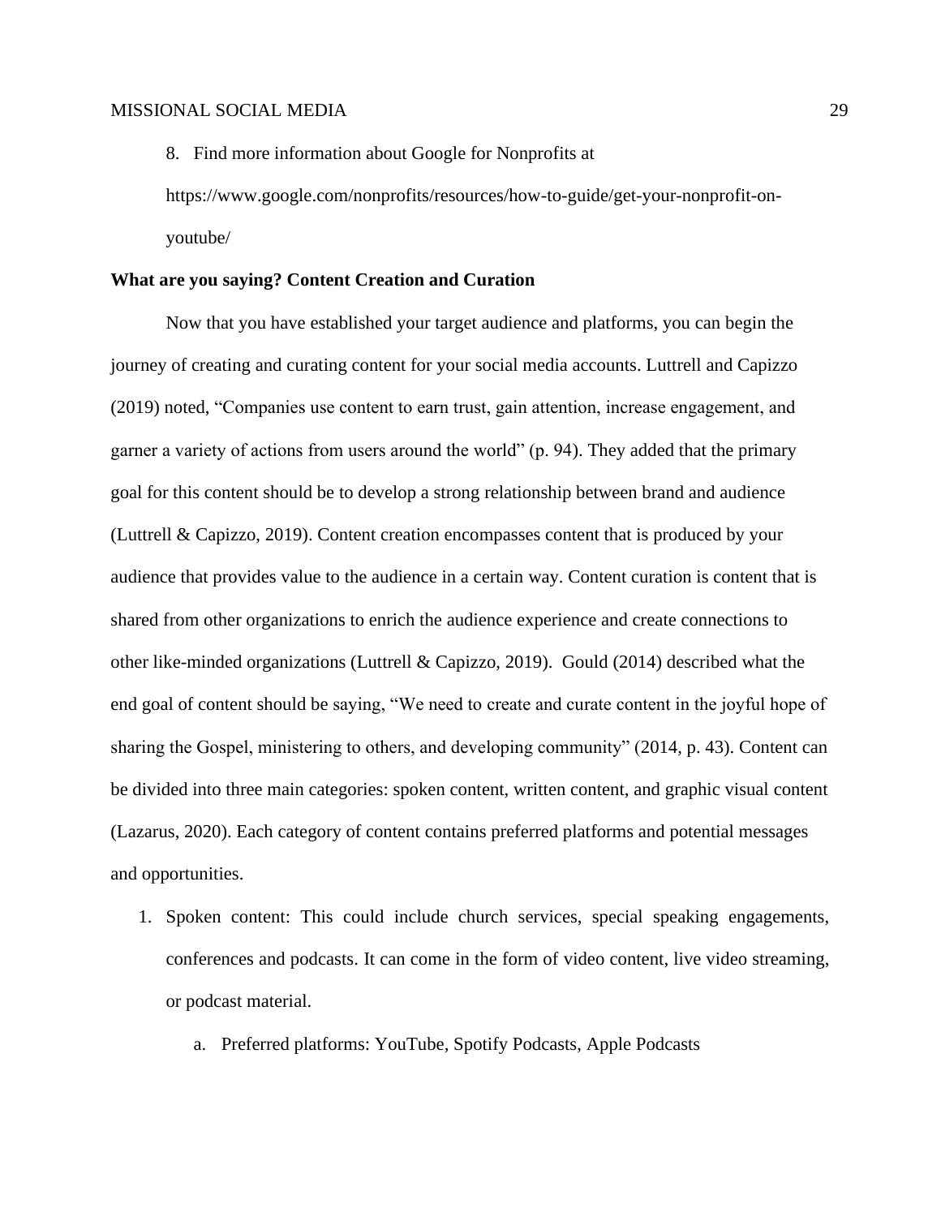8. Find more information about Google for Nonprofits at https://www.google.com/nonprofits/resources/how-to-guide/get-your-nonprofit-on-youtube/

**What are you saying? Content Creation and Curation**

Now that you have established your target audience and platforms, you can begin the journey of creating and curating content for your social media accounts. Luttrell and Capizzo (2019) noted, "Companies use content to earn trust, gain attention, increase engagement, and garner a variety of actions from users around the world" (p. 94). They added that the primary goal for this content should be to develop a strong relationship between brand and audience (Luttrell & Capizzo, 2019). Content creation encompasses content that is produced by your audience that provides value to the audience in a certain way. Content curation is content that is shared from other organizations to enrich the audience experience and create connections to other like-minded organizations (Luttrell & Capizzo, 2019). Gould (2014) described what the end goal of content should be saying, "We need to create and curate content in the joyful hope of sharing the Gospel, ministering to others, and developing community" (2014, p. 43). Content can be divided into three main categories: spoken content, written content, and graphic visual content (Lazarus, 2020). Each category of content contains preferred platforms and potential messages and opportunities.

1. Spoken content: This could include church services, special speaking engagements, conferences and podcasts. It can come in the form of video content, live video streaming, or podcast material.
   a. Preferred platforms: YouTube, Spotify Podcasts, Apple Podcasts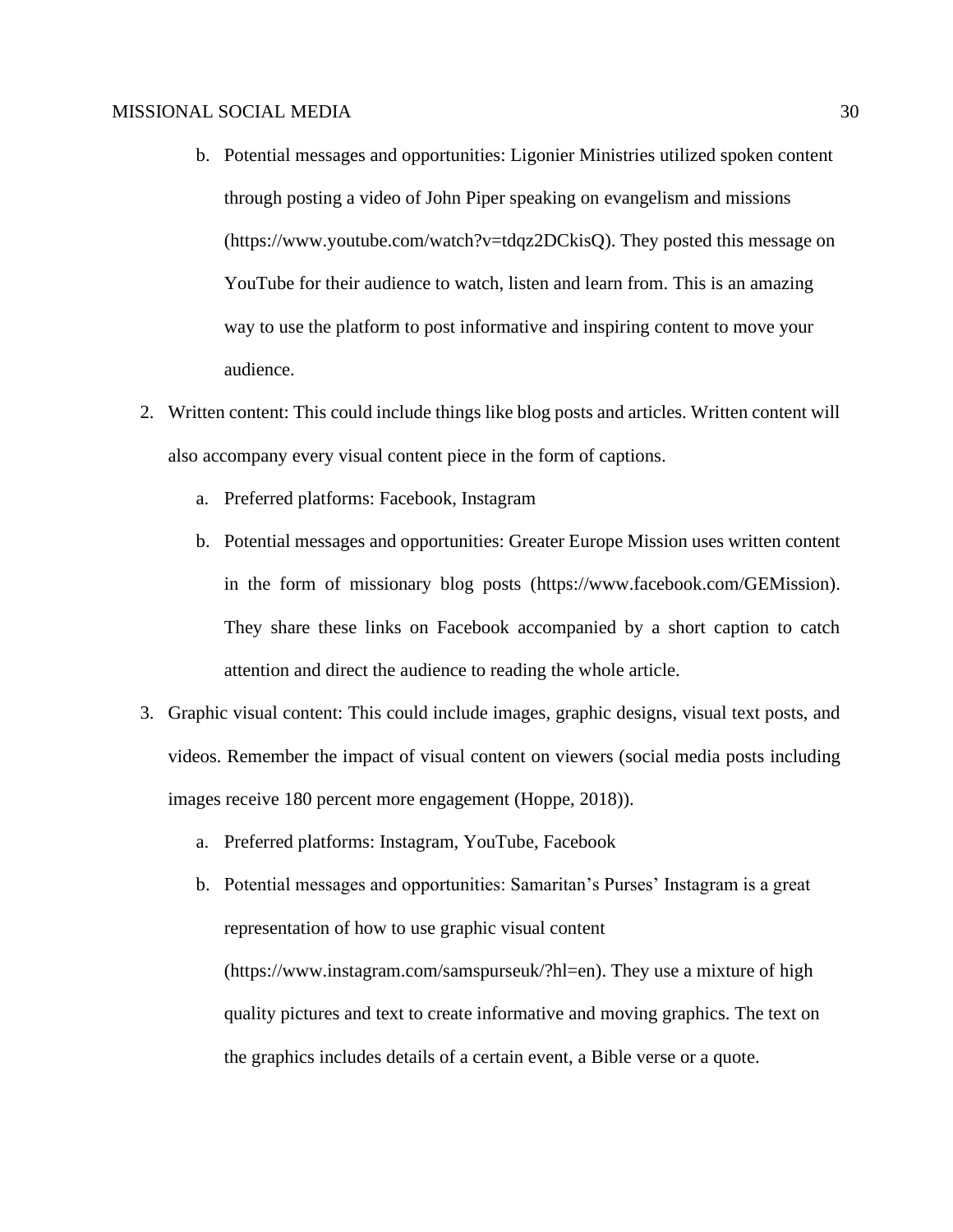b. Potential messages and opportunities: Ligonier Ministries utilized spoken content through posting a video of John Piper speaking on evangelism and missions (https://www.youtube.com/watch?v=tdqz2DCkisQ). They posted this message on YouTube for their audience to watch, listen and learn from. This is an amazing way to use the platform to post informative and inspiring content to move your audience.

2. Written content: This could include things like blog posts and articles. Written content will also accompany every visual content piece in the form of captions.
   a. Preferred platforms: Facebook, Instagram
   b. Potential messages and opportunities: Greater Europe Mission uses written content in the form of missionary blog posts (https://www.facebook.com/GEMission). They share these links on Facebook accompanied by a short caption to catch attention and direct the audience to reading the whole article.
3. Graphic visual content: This could include images, graphic designs, visual text posts, and videos. Remember the impact of visual content on viewers (social media posts including images receive 180 percent more engagement (Hoppe, 2018)).
   a. Preferred platforms: Instagram, YouTube, Facebook
   b. Potential messages and opportunities: Samaritan's Purses' Instagram is a great representation of how to use graphic visual content (https://www.instagram.com/samspurseuk/?hl=en). They use a mixture of high quality pictures and text to create informative and moving graphics. The text on the graphics includes details of a certain event, a Bible verse or a quote.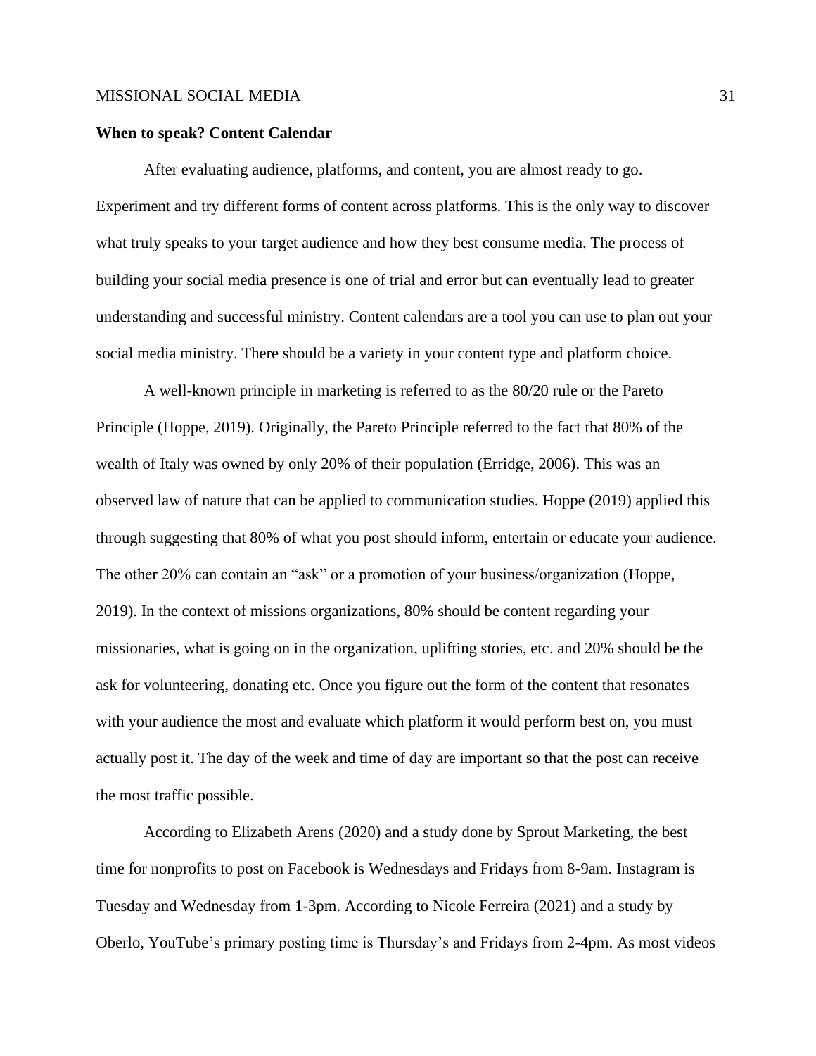**When to speak? Content Calendar**

After evaluating audience, platforms, and content, you are almost ready to go. Experiment and try different forms of content across platforms. This is the only way to discover what truly speaks to your target audience and how they best consume media. The process of building your social media presence is one of trial and error but can eventually lead to greater understanding and successful ministry. Content calendars are a tool you can use to plan out your social media ministry. There should be a variety in your content type and platform choice.

A well-known principle in marketing is referred to as the 80/20 rule or the Pareto Principle (Hoppe, 2019). Originally, the Pareto Principle referred to the fact that 80% of the wealth of Italy was owned by only 20% of their population (Erridge, 2006). This was an observed law of nature that can be applied to communication studies. Hoppe (2019) applied this through suggesting that 80% of what you post should inform, entertain or educate your audience. The other 20% can contain an "ask" or a promotion of your business/organization (Hoppe, 2019). In the context of missions organizations, 80% should be content regarding your missionaries, what is going on in the organization, uplifting stories, etc. and 20% should be the ask for volunteering, donating etc. Once you figure out the form of the content that resonates with your audience the most and evaluate which platform it would perform best on, you must actually post it. The day of the week and time of day are important so that the post can receive the most traffic possible.

According to Elizabeth Arens (2020) and a study done by Sprout Marketing, the best time for nonprofits to post on Facebook is Wednesdays and Fridays from 8-9am. Instagram is Tuesday and Wednesday from 1-3pm. According to Nicole Ferreira (2021) and a study by Oberlo, YouTube's primary posting time is Thursday's and Fridays from 2-4pm. As most videos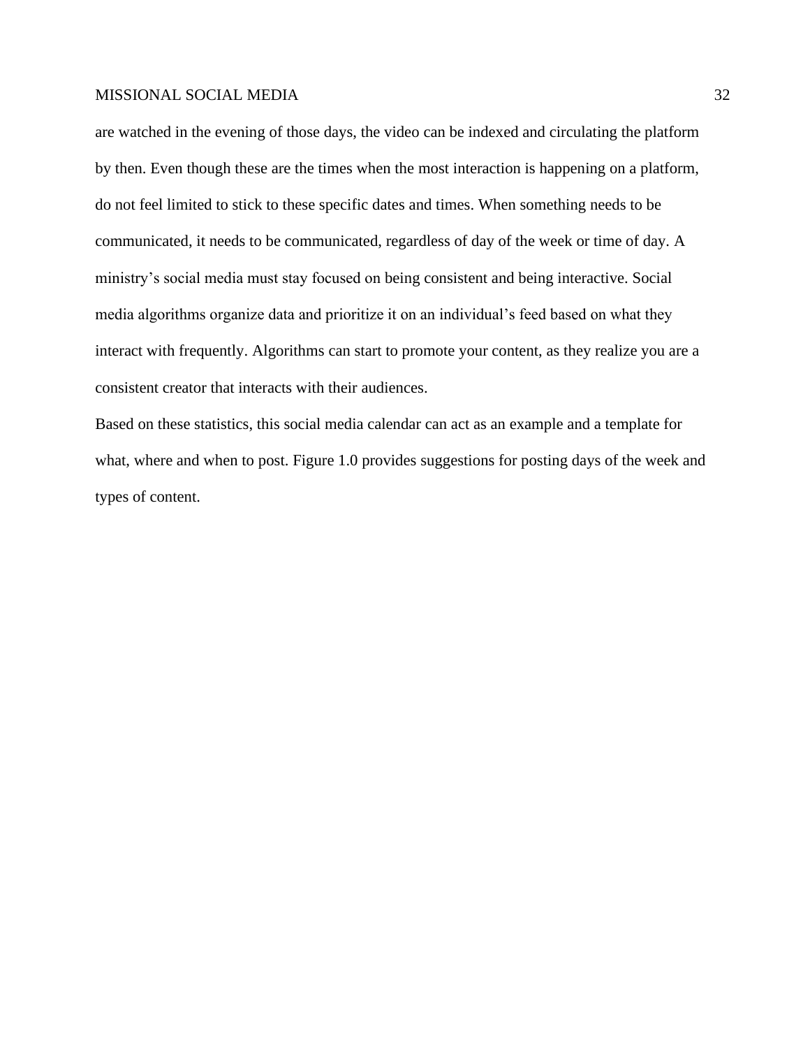are watched in the evening of those days, the video can be indexed and circulating the platform by then. Even though these are the times when the most interaction is happening on a platform, do not feel limited to stick to these specific dates and times. When something needs to be communicated, it needs to be communicated, regardless of day of the week or time of day. A ministry's social media must stay focused on being consistent and being interactive. Social media algorithms organize data and prioritize it on an individual's feed based on what they interact with frequently. Algorithms can start to promote your content, as they realize you are a consistent creator that interacts with their audiences.

Based on these statistics, this social media calendar can act as an example and a template for what, where and when to post. Figure 1.0 provides suggestions for posting days of the week and types of content.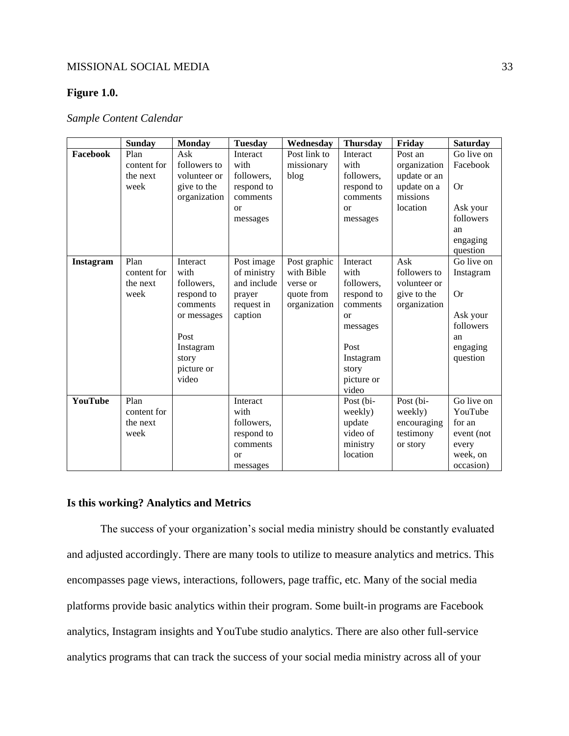**Figure 1.0.**

*Sample Content Calendar*

| | **Sunday** | **Monday** | **Tuesday** | **Wednesday** | **Thursday** | **Friday** | **Saturday** |
|---|---|---|---|---|---|---|---|
| **Facebook** | Plan content for the next week | Ask followers to volunteer or give to the organization | Interact with followers, respond to comments or messages | Post link to missionary blog | Interact with followers, respond to comments or messages | Post an organization update or an update on a missions location | Go live on Facebook<br><br>Or<br><br>Ask your followers an engaging question |
| **Instagram** | Plan content for the next week | Interact with followers, respond to comments or messages<br><br>Post Instagram story picture or video | Post image of ministry and include prayer request in caption | Post graphic with Bible verse or quote from organization | Interact with followers, respond to comments or messages<br><br>Post Instagram story picture or video | Ask followers to volunteer or give to the organization | Go live on Instagram<br><br>Or<br><br>Ask your followers an engaging question |
| **YouTube** | Plan content for the next week | | Interact with followers, respond to comments or messages | | Post (bi-weekly) update video of ministry location | Post (bi-weekly) encouraging testimony or story | Go live on YouTube for an event (not every week, on occasion) |

### Is this working? Analytics and Metrics

The success of your organization's social media ministry should be constantly evaluated and adjusted accordingly. There are many tools to utilize to measure analytics and metrics. This encompasses page views, interactions, followers, page traffic, etc. Many of the social media platforms provide basic analytics within their program. Some built-in programs are Facebook analytics, Instagram insights and YouTube studio analytics. There are also other full-service analytics programs that can track the success of your social media ministry across all of your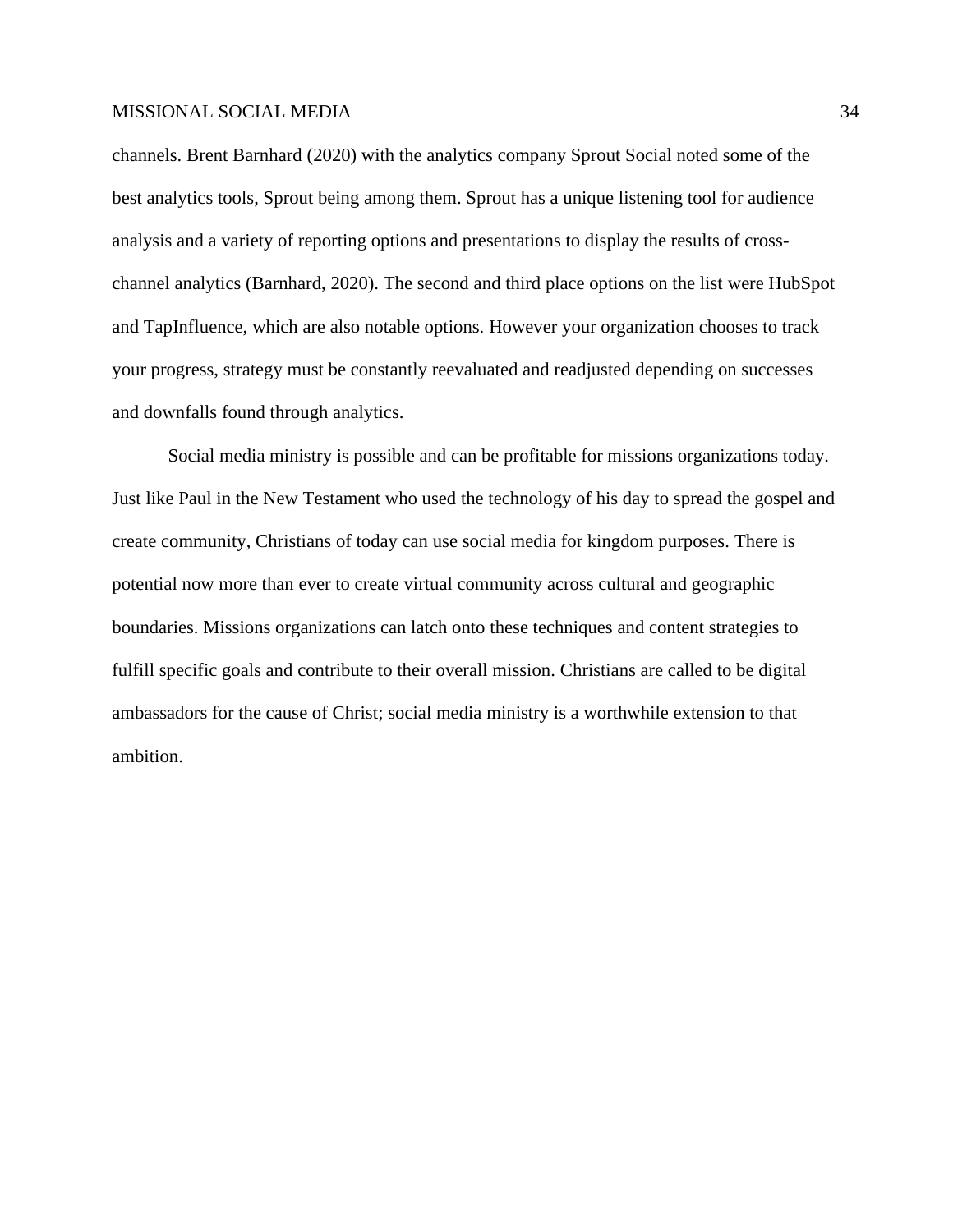channels. Brent Barnhard (2020) with the analytics company Sprout Social noted some of the best analytics tools, Sprout being among them. Sprout has a unique listening tool for audience analysis and a variety of reporting options and presentations to display the results of cross-channel analytics (Barnhard, 2020). The second and third place options on the list were HubSpot and TapInfluence, which are also notable options. However your organization chooses to track your progress, strategy must be constantly reevaluated and readjusted depending on successes and downfalls found through analytics.

Social media ministry is possible and can be profitable for missions organizations today. Just like Paul in the New Testament who used the technology of his day to spread the gospel and create community, Christians of today can use social media for kingdom purposes. There is potential now more than ever to create virtual community across cultural and geographic boundaries. Missions organizations can latch onto these techniques and content strategies to fulfill specific goals and contribute to their overall mission. Christians are called to be digital ambassadors for the cause of Christ; social media ministry is a worthwhile extension to that ambition.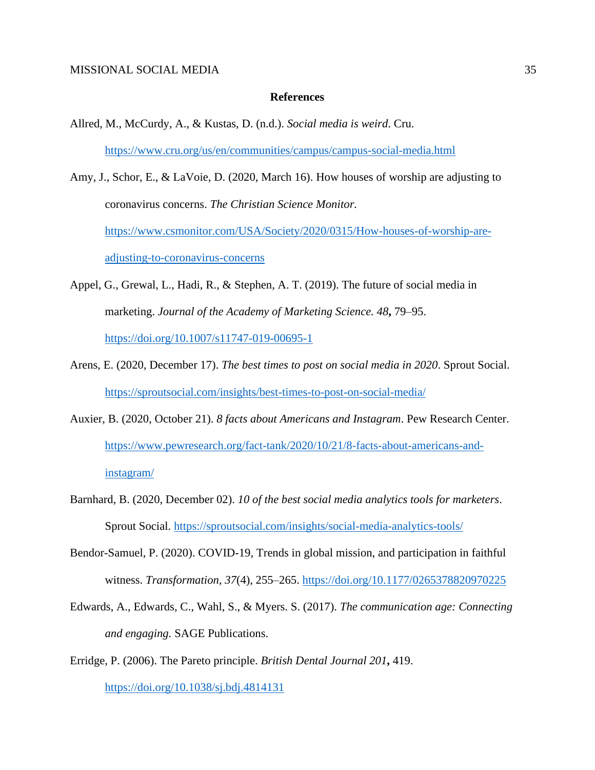**References**

Allred, M., McCurdy, A., & Kustas, D. (n.d.). *Social media is weird*. Cru. https://www.cru.org/us/en/communities/campus/campus-social-media.html

Amy, J., Schor, E., & LaVoie, D. (2020, March 16). How houses of worship are adjusting to coronavirus concerns. *The Christian Science Monitor.* https://www.csmonitor.com/USA/Society/2020/0315/How-houses-of-worship-are-adjusting-to-coronavirus-concerns

Appel, G., Grewal, L., Hadi, R., & Stephen, A. T. (2019). The future of social media in marketing. *Journal of the Academy of Marketing Science. 48***,** 79–95. https://doi.org/10.1007/s11747-019-00695-1

Arens, E. (2020, December 17). *The best times to post on social media in 2020*. Sprout Social. https://sproutsocial.com/insights/best-times-to-post-on-social-media/

Auxier, B. (2020, October 21). *8 facts about Americans and Instagram*. Pew Research Center. https://www.pewresearch.org/fact-tank/2020/10/21/8-facts-about-americans-and-instagram/

Barnhard, B. (2020, December 02). *10 of the best social media analytics tools for marketers*. Sprout Social. https://sproutsocial.com/insights/social-media-analytics-tools/

Bendor-Samuel, P. (2020). COVID-19, Trends in global mission, and participation in faithful witness. *Transformation*, *37*(4), 255–265. https://doi.org/10.1177/0265378820970225

Edwards, A., Edwards, C., Wahl, S., & Myers. S. (2017). *The communication age: Connecting and engaging.* SAGE Publications.

Erridge, P. (2006). The Pareto principle. *British Dental Journal 201***,** 419. https://doi.org/10.1038/sj.bdj.4814131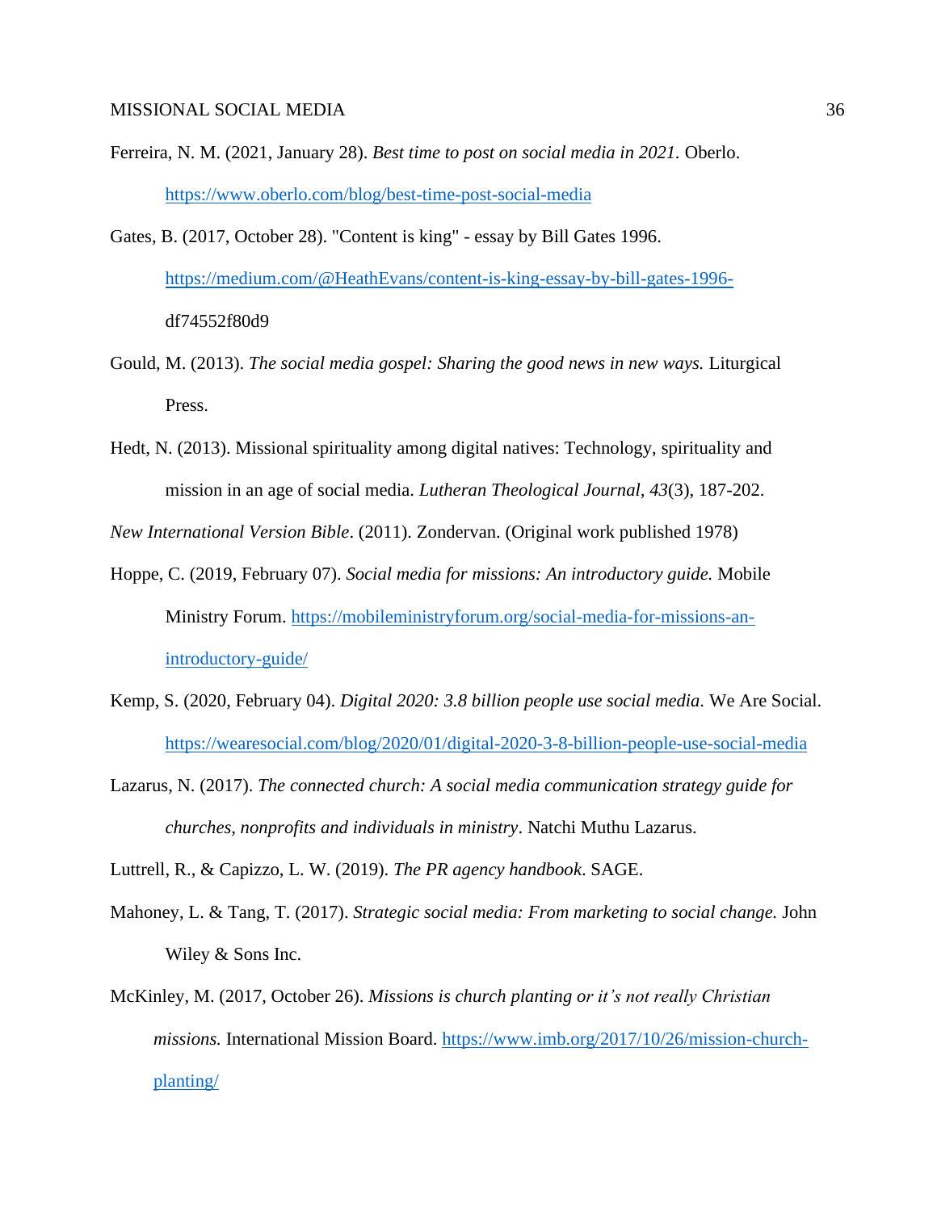Ferreira, N. M. (2021, January 28). *Best time to post on social media in 2021.* Oberlo. https://www.oberlo.com/blog/best-time-post-social-media

Gates, B. (2017, October 28). "Content is king" - essay by Bill Gates 1996. https://medium.com/@HeathEvans/content-is-king-essay-by-bill-gates-1996-df74552f80d9

Gould, M. (2013). *The social media gospel: Sharing the good news in new ways.* Liturgical Press.

Hedt, N. (2013). Missional spirituality among digital natives: Technology, spirituality and mission in an age of social media. *Lutheran Theological Journal*, *43*(3), 187-202.

*New International Version Bible*. (2011). Zondervan. (Original work published 1978)

Hoppe, C. (2019, February 07). *Social media for missions: An introductory guide.* Mobile Ministry Forum. https://mobileministryforum.org/social-media-for-missions-an-introductory-guide/

Kemp, S. (2020, February 04). *Digital 2020: 3.8 billion people use social media.* We Are Social. https://wearesocial.com/blog/2020/01/digital-2020-3-8-billion-people-use-social-media

Lazarus, N. (2017). *The connected church: A social media communication strategy guide for churches, nonprofits and individuals in ministry*. Natchi Muthu Lazarus.

Luttrell, R., & Capizzo, L. W. (2019). *The PR agency handbook*. SAGE.

Mahoney, L. & Tang, T. (2017). *Strategic social media: From marketing to social change.* John Wiley & Sons Inc.

McKinley, M. (2017, October 26). *Missions is church planting or it's not really Christian missions.* International Mission Board. https://www.imb.org/2017/10/26/mission-church-planting/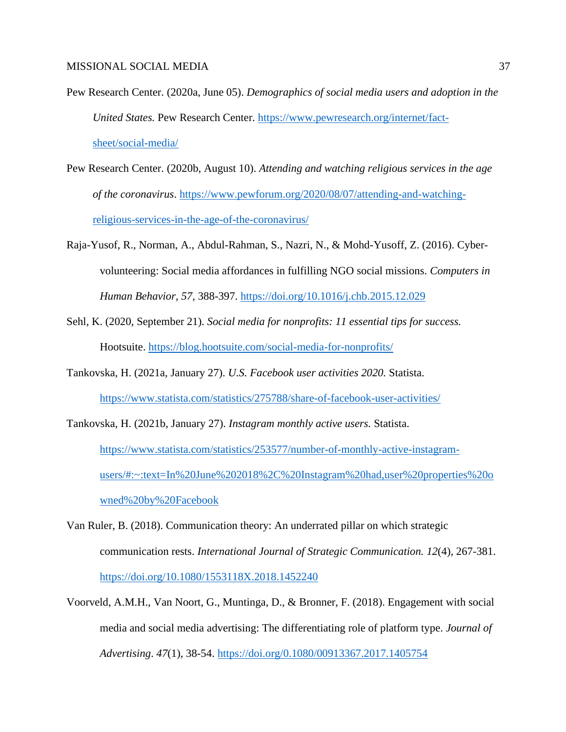Pew Research Center. (2020a, June 05). *Demographics of social media users and adoption in the United States.* Pew Research Center. https://www.pewresearch.org/internet/fact-sheet/social-media/

Pew Research Center. (2020b, August 10). *Attending and watching religious services in the age of the coronavirus*. https://www.pewforum.org/2020/08/07/attending-and-watching-religious-services-in-the-age-of-the-coronavirus/

Raja-Yusof, R., Norman, A., Abdul-Rahman, S., Nazri, N., & Mohd-Yusoff, Z. (2016). Cyber-volunteering: Social media affordances in fulfilling NGO social missions. *Computers in Human Behavior, 57,* 388-397. https://doi.org/10.1016/j.chb.2015.12.029

Sehl, K. (2020, September 21). *Social media for nonprofits: 11 essential tips for success.* Hootsuite. https://blog.hootsuite.com/social-media-for-nonprofits/

Tankovska, H. (2021a, January 27). *U.S. Facebook user activities 2020.* Statista. https://www.statista.com/statistics/275788/share-of-facebook-user-activities/

Tankovska, H. (2021b, January 27). *Instagram monthly active users.* Statista. https://www.statista.com/statistics/253577/number-of-monthly-active-instagram-users/#:~:text=In%20June%202018%2C%20Instagram%20had,user%20properties%20owned%20by%20Facebook

Van Ruler, B. (2018). Communication theory: An underrated pillar on which strategic communication rests. *International Journal of Strategic Communication. 12*(4), 267-381. https://doi.org/10.1080/1553118X.2018.1452240

Voorveld, A.M.H., Van Noort, G., Muntinga, D., & Bronner, F. (2018). Engagement with social media and social media advertising: The differentiating role of platform type. *Journal of Advertising*. *47*(1), 38-54. https://doi.org/0.1080/00913367.2017.1405754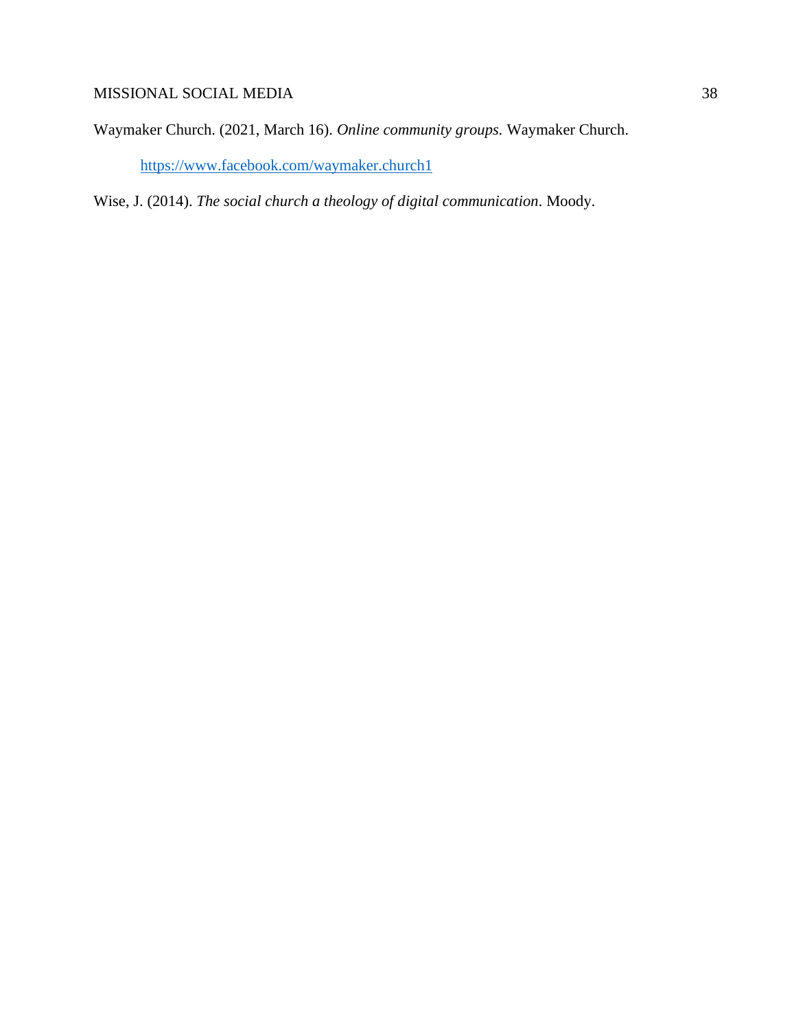Waymaker Church. (2021, March 16). *Online community groups.* Waymaker Church. https://www.facebook.com/waymaker.church1

Wise, J. (2014). *The social church a theology of digital communication*. Moody.